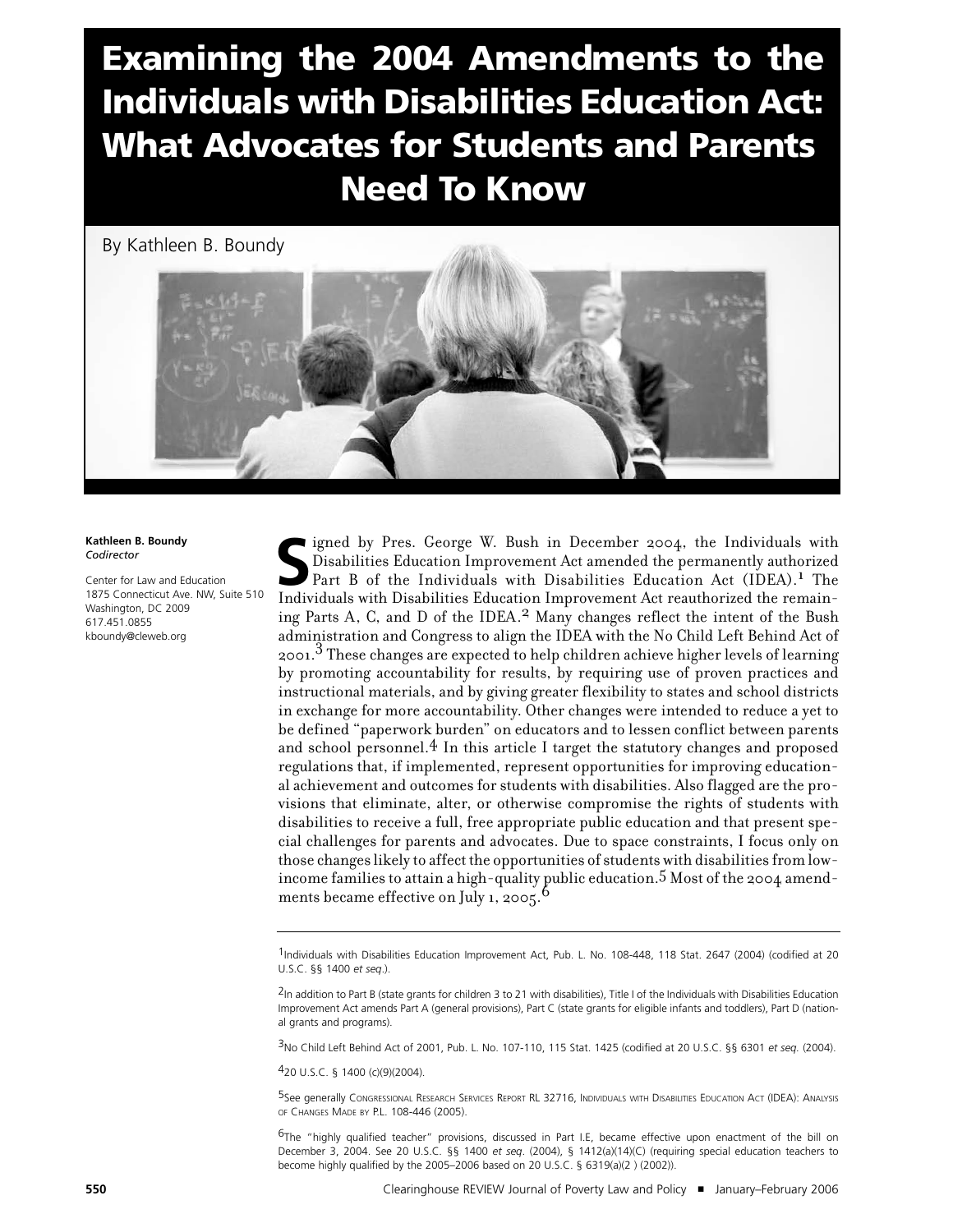# Examining the 2004 Amendments to the Individuals with Disabilities Education Act: What Advocates for Students and Parents Need To Know

By Kathleen B. Boundy

**Kathleen B. Boundy**
*Codirector*

Center for Law and Education
1875 Connecticut Ave. NW, Suite 510
Washington, DC 2009
617.451.0855
kboundy@cleweb.org

Signed by Pres. George W. Bush in December 2004, the Individuals with Disabilities Education Improvement Act amended the permanently authorized Part B of the Individuals with Disabilities Education Act (IDEA).[1] The Individuals with Disabilities Education Improvement Act reauthorized the remaining Parts A, C, and D of the IDEA.[2] Many changes reflect the intent of the Bush administration and Congress to align the IDEA with the No Child Left Behind Act of 2001.[3] These changes are expected to help children achieve higher levels of learning by promoting accountability for results, by requiring use of proven practices and instructional materials, and by giving greater flexibility to states and school districts in exchange for more accountability. Other changes were intended to reduce a yet to be defined "paperwork burden" on educators and to lessen conflict between parents and school personnel.[4] In this article I target the statutory changes and proposed regulations that, if implemented, represent opportunities for improving educational achievement and outcomes for students with disabilities. Also flagged are the provisions that eliminate, alter, or otherwise compromise the rights of students with disabilities to receive a full, free appropriate public education and that present special challenges for parents and advocates. Due to space constraints, I focus only on those changes likely to affect the opportunities of students with disabilities from low-income families to attain a high-quality public education.[5] Most of the 2004 amendments became effective on July 1, 2005.[6]

---

[1] Individuals with Disabilities Education Improvement Act, Pub. L. No. 108-448, 118 Stat. 2647 (2004) (codified at 20 U.S.C. §§ 1400 *et seq.*).

[2] In addition to Part B (state grants for children 3 to 21 with disabilities), Title I of the Individuals with Disabilities Education Improvement Act amends Part A (general provisions), Part C (state grants for eligible infants and toddlers), Part D (national grants and programs).

[3] No Child Left Behind Act of 2001, Pub. L. No. 107-110, 115 Stat. 1425 (codified at 20 U.S.C. §§ 6301 *et seq.* (2004).

[4] 20 U.S.C. § 1400 (c)(9)(2004).

[5] See generally Congressional Research Services Report RL 32716, Individuals with Disabilities Education Act (IDEA): Analysis of Changes Made by P.L. 108-446 (2005).

[6] The "highly qualified teacher" provisions, discussed in Part I.E, became effective upon enactment of the bill on December 3, 2004. See 20 U.S.C. §§ 1400 *et seq.* (2004), § 1412(a)(14)(C) (requiring special education teachers to become highly qualified by the 2005–2006 based on 20 U.S.C. § 6319(a)(2 ) (2002)).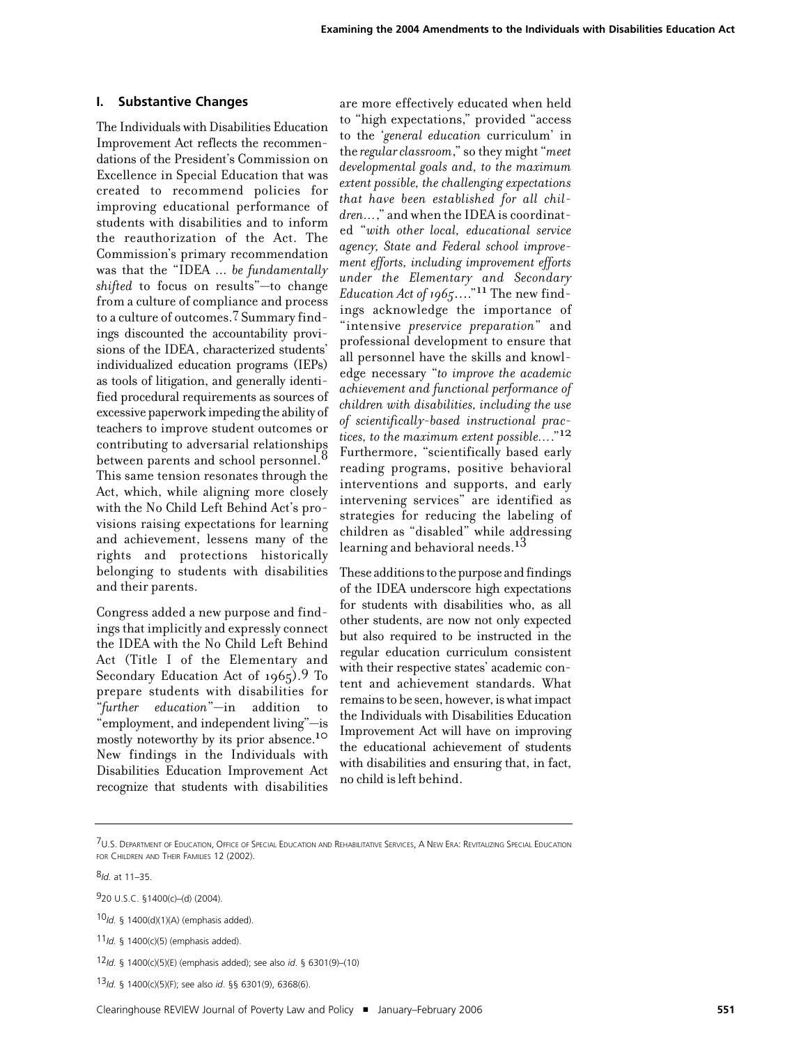## I. Substantive Changes

The Individuals with Disabilities Education Improvement Act reflects the recommendations of the President's Commission on Excellence in Special Education that was created to recommend policies for improving educational performance of students with disabilities and to inform the reauthorization of the Act. The Commission's primary recommendation was that the "IDEA ... *be fundamentally shifted* to focus on results"—to change from a culture of compliance and process to a culture of outcomes.[7] Summary findings discounted the accountability provisions of the IDEA, characterized students' individualized education programs (IEPs) as tools of litigation, and generally identified procedural requirements as sources of excessive paperwork impeding the ability of teachers to improve student outcomes or contributing to adversarial relationships between parents and school personnel.[8] This same tension resonates through the Act, which, while aligning more closely with the No Child Left Behind Act's provisions raising expectations for learning and achievement, lessens many of the rights and protections historically belonging to students with disabilities and their parents.

Congress added a new purpose and findings that implicitly and expressly connect the IDEA with the No Child Left Behind Act (Title I of the Elementary and Secondary Education Act of 1965).[9] To prepare students with disabilities for "*further education*"—in addition to "employment, and independent living"—is mostly noteworthy by its prior absence.[10] New findings in the Individuals with Disabilities Education Improvement Act recognize that students with disabilities are more effectively educated when held to "high expectations," provided "access to the '*general education* curriculum' in the *regular classroom*," so they might "*meet developmental goals and, to the maximum extent possible, the challenging expectations that have been established for all children...*," and when the IDEA is coordinated "*with other local, educational service agency, State and Federal school improvement efforts, including improvement efforts under the Elementary and Secondary Education Act of 1965....*"[11] The new findings acknowledge the importance of "intensive *preservice preparation*" and professional development to ensure that all personnel have the skills and knowledge necessary "*to improve the academic achievement and functional performance of children with disabilities, including the use of scientifically-based instructional practices, to the maximum extent possible....*"[12] Furthermore, "scientifically based early reading programs, positive behavioral interventions and supports, and early intervening services" are identified as strategies for reducing the labeling of children as "disabled" while addressing learning and behavioral needs.[13]

These additions to the purpose and findings of the IDEA underscore high expectations for students with disabilities who, as all other students, are now not only expected but also required to be instructed in the regular education curriculum consistent with their respective states' academic content and achievement standards. What remains to be seen, however, is what impact the Individuals with Disabilities Education Improvement Act will have on improving the educational achievement of students with disabilities and ensuring that, in fact, no child is left behind.

---

[7] U.S. Department of Education, Office of Special Education and Rehabilitative Services, A New Era: Revitalizing Special Education for Children and Their Families 12 (2002).

[8] *Id.* at 11–35.

[9] 20 U.S.C. §1400(c)–(d) (2004).

[10] *Id.* § 1400(d)(1)(A) (emphasis added).

[11] *Id.* § 1400(c)(5) (emphasis added).

[12] *Id.* § 1400(c)(5)(E) (emphasis added); see also *id.* § 6301(9)–(10)

[13] *Id.* § 1400(c)(5)(F); see also *id.* §§ 6301(9), 6368(6).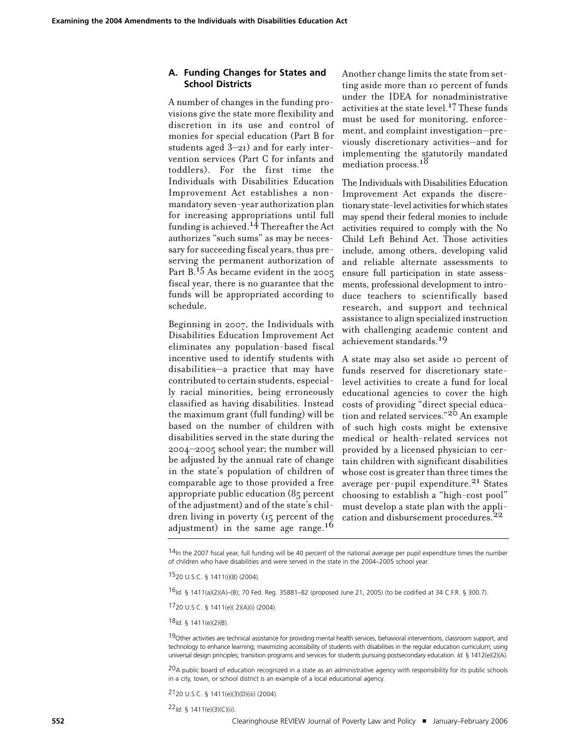### A. Funding Changes for States and School Districts

A number of changes in the funding provisions give the state more flexibility and discretion in its use and control of monies for special education (Part B for students aged 3–21) and for early intervention services (Part C for infants and toddlers). For the first time the Individuals with Disabilities Education Improvement Act establishes a nonmandatory seven-year authorization plan for increasing appropriations until full funding is achieved.[14] Thereafter the Act authorizes "such sums" as may be necessary for succeeding fiscal years, thus preserving the permanent authorization of Part B.[15] As became evident in the 2005 fiscal year, there is no guarantee that the funds will be appropriated according to schedule.

Beginning in 2007, the Individuals with Disabilities Education Improvement Act eliminates any population-based fiscal incentive used to identify students with disabilities—a practice that may have contributed to certain students, especially racial minorities, being erroneously classified as having disabilities. Instead the maximum grant (full funding) will be based on the number of children with disabilities served in the state during the 2004–2005 school year; the number will be adjusted by the annual rate of change in the state's population of children of comparable age to those provided a free appropriate public education (85 percent of the adjustment) and of the state's children living in poverty (15 percent of the adjustment) in the same age range.[16]

Another change limits the state from setting aside more than 10 percent of funds under the IDEA for nonadministrative activities at the state level.[17] These funds must be used for monitoring, enforcement, and complaint investigation—previously discretionary activities—and for implementing the statutorily mandated mediation process.[18]

The Individuals with Disabilities Education Improvement Act expands the discretionary state-level activities for which states may spend their federal monies to include activities required to comply with the No Child Left Behind Act. Those activities include, among others, developing valid and reliable alternate assessments to ensure full participation in state assessments, professional development to introduce teachers to scientifically based research, and support and technical assistance to align specialized instruction with challenging academic content and achievement standards.[19]

A state may also set aside 10 percent of funds reserved for discretionary state-level activities to create a fund for local educational agencies to cover the high costs of providing "direct special education and related services."[20] An example of such high costs might be extensive medical or health-related services not provided by a licensed physician to certain children with significant disabilities whose cost is greater than three times the average per-pupil expenditure.[21] States choosing to establish a "high-cost pool" must develop a state plan with the application and disbursement procedures.[22]

---

[14] In the 2007 fiscal year, full funding will be 40 percent of the national average per pupil expenditure times the number of children who have disabilities and were served in the state in the 2004–2005 school year.

[15] 20 U.S.C. § 1411(i)(8) (2004).

[16] *Id.* § 1411(a)(2)(A)–(B); 70 Fed. Reg. 35881–82 (proposed June 21, 2005) (to be codified at 34 C.F.R. § 300.7).

[17] 20 U.S.C. § 1411(e)( 2)(A)(i) (2004).

[18] *Id.* § 1411(e)(2)(B).

[19] Other activities are technical assistance for providing mental health services, behavioral interventions, classroom support, and technology to enhance learning; maximizing accessibility of students with disabilities in the regular education curriculum; using universal design principles; transition programs and services for students pursuing postsecondary education. *Id.* § 1412(e)(2)(A).

[20] A public board of education recognized in a state as an administrative agency with responsibility for its public schools in a city, town, or school district is an example of a local educational agency.

[21] 20 U.S.C. § 1411(e)(3)(D)(iii) (2004).

[22] *Id.* § 1411(e)(3)(C)(ii).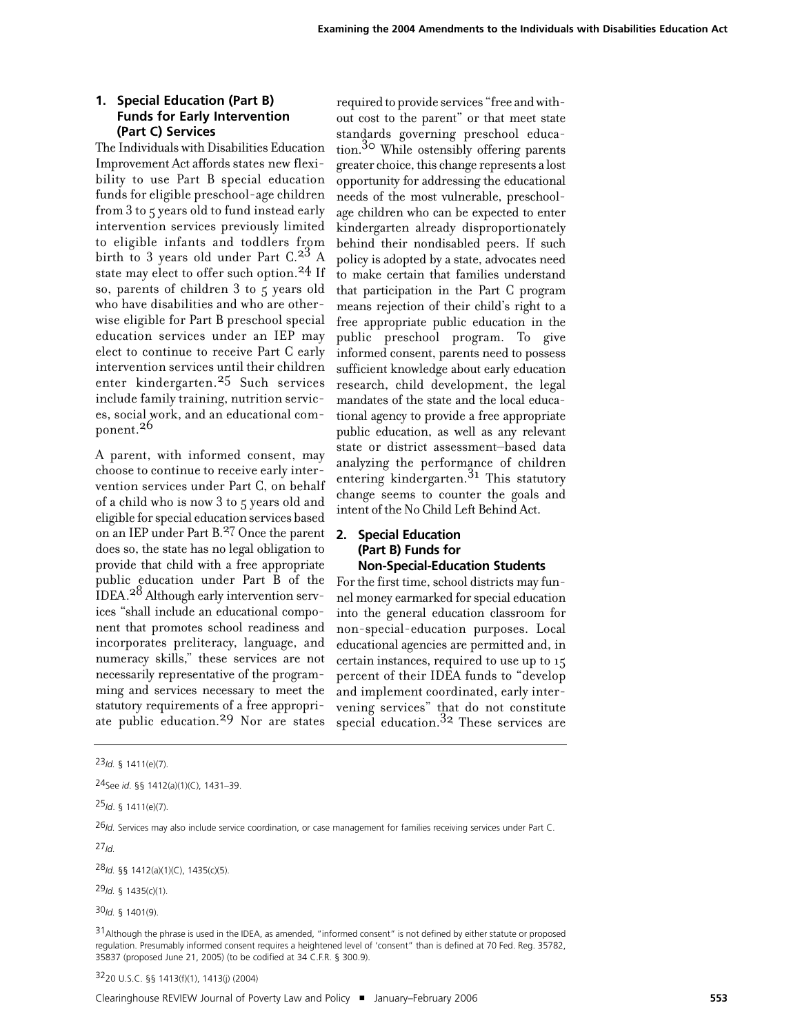### 1. Special Education (Part B) Funds for Early Intervention (Part C) Services

The Individuals with Disabilities Education Improvement Act affords states new flexibility to use Part B special education funds for eligible preschool-age children from 3 to 5 years old to fund instead early intervention services previously limited to eligible infants and toddlers from birth to 3 years old under Part C.[23] A state may elect to offer such option.[24] If so, parents of children 3 to 5 years old who have disabilities and who are otherwise eligible for Part B preschool special education services under an IEP may elect to continue to receive Part C early intervention services until their children enter kindergarten.[25] Such services include family training, nutrition services, social work, and an educational component.[26]

A parent, with informed consent, may choose to continue to receive early intervention services under Part C, on behalf of a child who is now 3 to 5 years old and eligible for special education services based on an IEP under Part B.[27] Once the parent does so, the state has no legal obligation to provide that child with a free appropriate public education under Part B of the IDEA.[28] Although early intervention services "shall include an educational component that promotes school readiness and incorporates preliteracy, language, and numeracy skills," these services are not necessarily representative of the programming and services necessary to meet the statutory requirements of a free appropriate public education.[29] Nor are states required to provide services "free and without cost to the parent" or that meet state standards governing preschool education.[30] While ostensibly offering parents greater choice, this change represents a lost opportunity for addressing the educational needs of the most vulnerable, preschool-age children who can be expected to enter kindergarten already disproportionately behind their nondisabled peers. If such policy is adopted by a state, advocates need to make certain that families understand that participation in the Part C program means rejection of their child's right to a free appropriate public education in the public preschool program. To give informed consent, parents need to possess sufficient knowledge about early education research, child development, the legal mandates of the state and the local educational agency to provide a free appropriate public education, as well as any relevant state or district assessment–based data analyzing the performance of children entering kindergarten.[31] This statutory change seems to counter the goals and intent of the No Child Left Behind Act.

### 2. Special Education (Part B) Funds for Non-Special-Education Students

For the first time, school districts may funnel money earmarked for special education into the general education classroom for non-special-education purposes. Local educational agencies are permitted and, in certain instances, required to use up to 15 percent of their IDEA funds to "develop and implement coordinated, early intervening services" that do not constitute special education.[32] These services are

---

[23] *Id.* § 1411(e)(7).

[24] See *id.* §§ 1412(a)(1)(C), 1431–39.

[25] *Id.* § 1411(e)(7).

[26] *Id.* Services may also include service coordination, or case management for families receiving services under Part C.

[27] *Id.*

[28] *Id.* §§ 1412(a)(1)(C), 1435(c)(5).

[29] *Id.* § 1435(c)(1).

[30] *Id.* § 1401(9).

[31] Although the phrase is used in the IDEA, as amended, "informed consent" is not defined by either statute or proposed regulation. Presumably informed consent requires a heightened level of 'consent" than is defined at 70 Fed. Reg. 35782, 35837 (proposed June 21, 2005) (to be codified at 34 C.F.R. § 300.9).

[32] 20 U.S.C. §§ 1413(f)(1), 1413(j) (2004)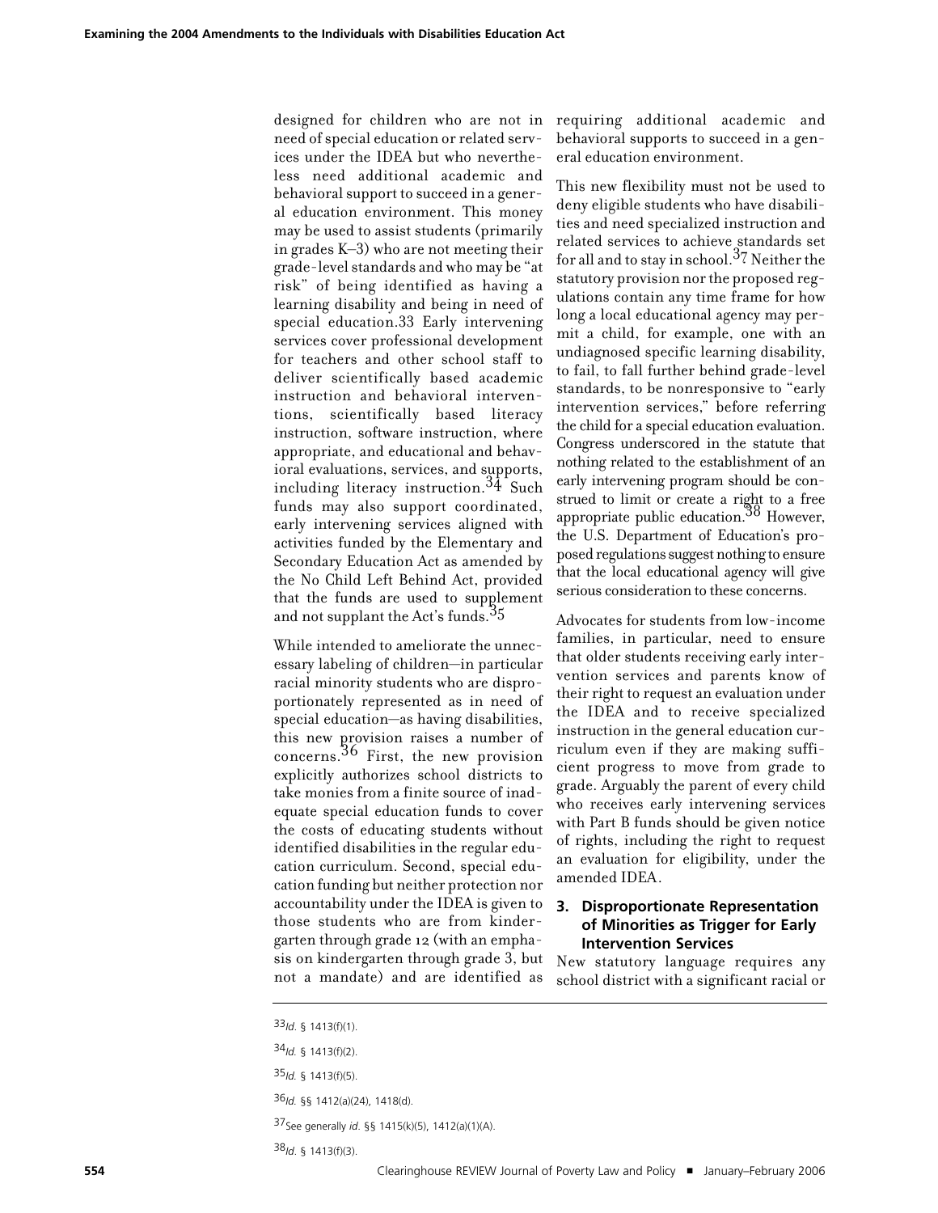designed for children who are not in need of special education or related services under the IDEA but who nevertheless need additional academic and behavioral support to succeed in a general education environment. This money may be used to assist students (primarily in grades K–3) who are not meeting their grade-level standards and who may be "at risk" of being identified as having a learning disability and being in need of special education.[33] Early intervening services cover professional development for teachers and other school staff to deliver scientifically based academic instruction and behavioral interventions, scientifically based literacy instruction, software instruction, where appropriate, and educational and behavioral evaluations, services, and supports, including literacy instruction.[34] Such funds may also support coordinated, early intervening services aligned with activities funded by the Elementary and Secondary Education Act as amended by the No Child Left Behind Act, provided that the funds are used to supplement and not supplant the Act's funds.[35]

While intended to ameliorate the unnecessary labeling of children—in particular racial minority students who are disproportionately represented as in need of special education—as having disabilities, this new provision raises a number of concerns.[36] First, the new provision explicitly authorizes school districts to take monies from a finite source of inadequate special education funds to cover the costs of educating students without identified disabilities in the regular education curriculum. Second, special education funding but neither protection nor accountability under the IDEA is given to those students who are from kindergarten through grade 12 (with an emphasis on kindergarten through grade 3, but not a mandate) and are identified as requiring additional academic and behavioral supports to succeed in a general education environment.

This new flexibility must not be used to deny eligible students who have disabilities and need specialized instruction and related services to achieve standards set for all and to stay in school.[37] Neither the statutory provision nor the proposed regulations contain any time frame for how long a local educational agency may permit a child, for example, one with an undiagnosed specific learning disability, to fail, to fall further behind grade-level standards, to be nonresponsive to "early intervention services," before referring the child for a special education evaluation. Congress underscored in the statute that nothing related to the establishment of an early intervening program should be construed to limit or create a right to a free appropriate public education.[38] However, the U.S. Department of Education's proposed regulations suggest nothing to ensure that the local educational agency will give serious consideration to these concerns.

Advocates for students from low-income families, in particular, need to ensure that older students receiving early intervention services and parents know of their right to request an evaluation under the IDEA and to receive specialized instruction in the general education curriculum even if they are making sufficient progress to move from grade to grade. Arguably the parent of every child who receives early intervening services with Part B funds should be given notice of rights, including the right to request an evaluation for eligibility, under the amended IDEA.

### 3. Disproportionate Representation of Minorities as Trigger for Early Intervention Services

New statutory language requires any school district with a significant racial or

---

[33] *Id.* § 1413(f)(1).

[34] *Id.* § 1413(f)(2).

[35] *Id.* § 1413(f)(5).

[36] *Id.* §§ 1412(a)(24), 1418(d).

[37] See generally *id.* §§ 1415(k)(5), 1412(a)(1)(A).

[38] *Id.* § 1413(f)(3).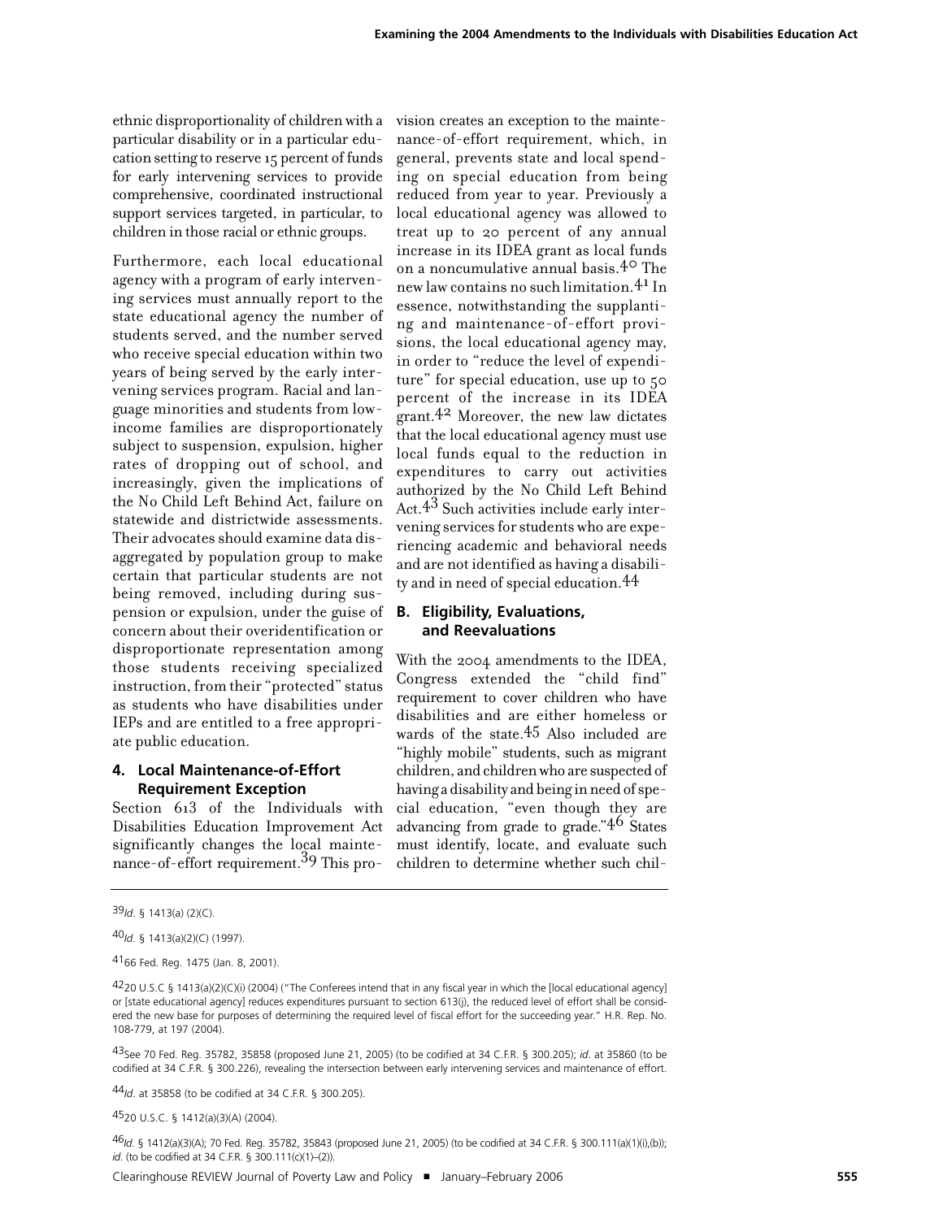ethnic disproportionality of children with a particular disability or in a particular education setting to reserve 15 percent of funds for early intervening services to provide comprehensive, coordinated instructional support services targeted, in particular, to children in those racial or ethnic groups.

Furthermore, each local educational agency with a program of early intervening services must annually report to the state educational agency the number of students served, and the number served who receive special education within two years of being served by the early intervening services program. Racial and language minorities and students from low-income families are disproportionately subject to suspension, expulsion, higher rates of dropping out of school, and increasingly, given the implications of the No Child Left Behind Act, failure on statewide and districtwide assessments. Their advocates should examine data disaggregated by population group to make certain that particular students are not being removed, including during suspension or expulsion, under the guise of concern about their overidentification or disproportionate representation among those students receiving specialized instruction, from their "protected" status as students who have disabilities under IEPs and are entitled to a free appropriate public education.

### 4. Local Maintenance-of-Effort Requirement Exception

Section 613 of the Individuals with Disabilities Education Improvement Act significantly changes the local maintenance-of-effort requirement.[39] This provision creates an exception to the maintenance-of-effort requirement, which, in general, prevents state and local spending on special education from being reduced from year to year. Previously a local educational agency was allowed to treat up to 20 percent of any annual increase in its IDEA grant as local funds on a noncumulative annual basis.[40] The new law contains no such limitation.[41] In essence, notwithstanding the supplanting and maintenance-of-effort provisions, the local educational agency may, in order to "reduce the level of expenditure" for special education, use up to 50 percent of the increase in its IDEA grant.[42] Moreover, the new law dictates that the local educational agency must use local funds equal to the reduction in expenditures to carry out activities authorized by the No Child Left Behind Act.[43] Such activities include early intervening services for students who are experiencing academic and behavioral needs and are not identified as having a disability and in need of special education.[44]

## B. Eligibility, Evaluations, and Reevaluations

With the 2004 amendments to the IDEA, Congress extended the "child find" requirement to cover children who have disabilities and are either homeless or wards of the state.[45] Also included are "highly mobile" students, such as migrant children, and children who are suspected of having a disability and being in need of special education, "even though they are advancing from grade to grade."[46] States must identify, locate, and evaluate such children to determine whether such chil-

---

[39] *Id*. § 1413(a) (2)(C).

[40] *Id*. § 1413(a)(2)(C) (1997).

[41] 66 Fed. Reg. 1475 (Jan. 8, 2001).

[42] 20 U.S.C § 1413(a)(2)(C)(i) (2004) ("The Conferees intend that in any fiscal year in which the [local educational agency] or [state educational agency] reduces expenditures pursuant to section 613(j), the reduced level of effort shall be considered the new base for purposes of determining the required level of fiscal effort for the succeeding year." H.R. Rep. No. 108-779, at 197 (2004).

[43] See 70 Fed. Reg. 35782, 35858 (proposed June 21, 2005) (to be codified at 34 C.F.R. § 300.205); *id*. at 35860 (to be codified at 34 C.F.R. § 300.226), revealing the intersection between early intervening services and maintenance of effort.

[44] *Id*. at 35858 (to be codified at 34 C.F.R. § 300.205).

[45] 20 U.S.C. § 1412(a)(3)(A) (2004).

[46] *Id*. § 1412(a)(3)(A); 70 Fed. Reg. 35782, 35843 (proposed June 21, 2005) (to be codified at 34 C.F.R. § 300.111(a)(1)(i),(b)); *id*. (to be codified at 34 C.F.R. § 300.111(c)(1)–(2)).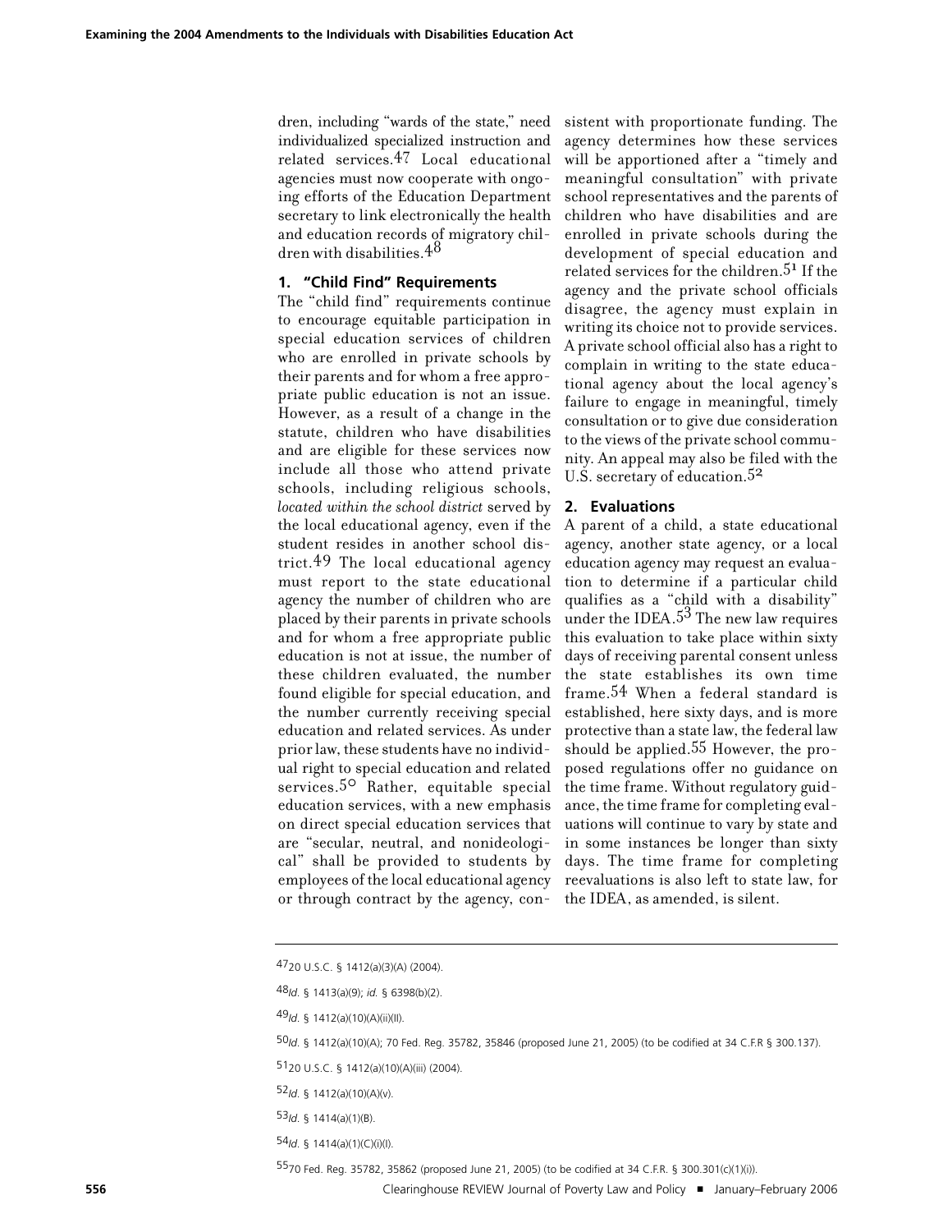dren, including "wards of the state," need individualized specialized instruction and related services.[47] Local educational agencies must now cooperate with ongoing efforts of the Education Department secretary to link electronically the health and education records of migratory children with disabilities.[48]

### 1. "Child Find" Requirements

The "child find" requirements continue to encourage equitable participation in special education services of children who are enrolled in private schools by their parents and for whom a free appropriate public education is not an issue. However, as a result of a change in the statute, children who have disabilities and are eligible for these services now include all those who attend private schools, including religious schools, *located within the school district* served by the local educational agency, even if the student resides in another school district.[49] The local educational agency must report to the state educational agency the number of children who are placed by their parents in private schools and for whom a free appropriate public education is not at issue, the number of these children evaluated, the number found eligible for special education, and the number currently receiving special education and related services. As under prior law, these students have no individual right to special education and related services.[50] Rather, equitable special education services, with a new emphasis on direct special education services that are "secular, neutral, and nonideological" shall be provided to students by employees of the local educational agency or through contract by the agency, consistent with proportionate funding. The agency determines how these services will be apportioned after a "timely and meaningful consultation" with private school representatives and the parents of children who have disabilities and are enrolled in private schools during the development of special education and related services for the children.[51] If the agency and the private school officials disagree, the agency must explain in writing its choice not to provide services. A private school official also has a right to complain in writing to the state educational agency about the local agency's failure to engage in meaningful, timely consultation or to give due consideration to the views of the private school community. An appeal may also be filed with the U.S. secretary of education.[52]

### 2. Evaluations

A parent of a child, a state educational agency, another state agency, or a local education agency may request an evaluation to determine if a particular child qualifies as a "child with a disability" under the IDEA.[53] The new law requires this evaluation to take place within sixty days of receiving parental consent unless the state establishes its own time frame.[54] When a federal standard is established, here sixty days, and is more protective than a state law, the federal law should be applied.[55] However, the proposed regulations offer no guidance on the time frame. Without regulatory guidance, the time frame for completing evaluations will continue to vary by state and in some instances be longer than sixty days. The time frame for completing reevaluations is also left to state law, for the IDEA, as amended, is silent.

---

[47] 20 U.S.C. § 1412(a)(3)(A) (2004).

[48] *Id.* § 1413(a)(9); *id.* § 6398(b)(2).

[49] *Id.* § 1412(a)(10)(A)(ii)(II).

[50] *Id.* § 1412(a)(10)(A); 70 Fed. Reg. 35782, 35846 (proposed June 21, 2005) (to be codified at 34 C.F.R § 300.137).

[51] 20 U.S.C. § 1412(a)(10)(A)(iii) (2004).

[52] *Id.* § 1412(a)(10)(A)(v).

[53] *Id.* § 1414(a)(1)(B).

[54] *Id.* § 1414(a)(1)(C)(i)(I).

[55] 70 Fed. Reg. 35782, 35862 (proposed June 21, 2005) (to be codified at 34 C.F.R. § 300.301(c)(1)(i)).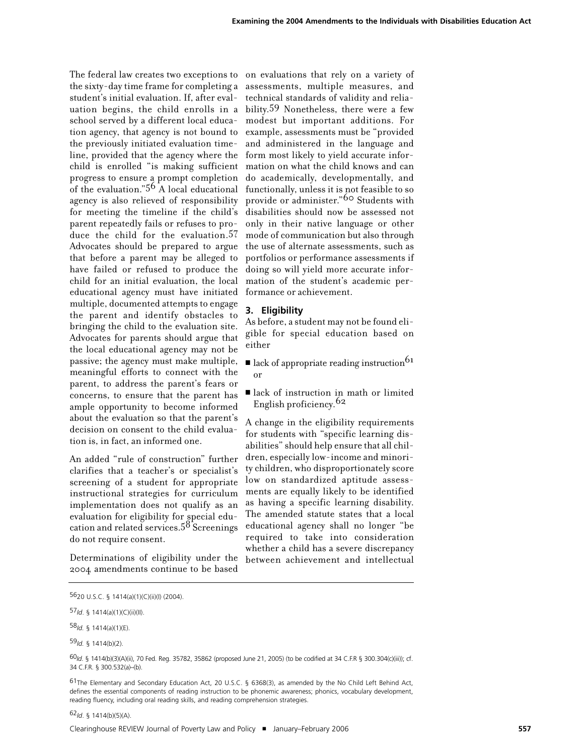The federal law creates two exceptions to the sixty-day time frame for completing a student's initial evaluation. If, after evaluation begins, the child enrolls in a school served by a different local education agency, that agency is not bound to the previously initiated evaluation timeline, provided that the agency where the child is enrolled "is making sufficient progress to ensure a prompt completion of the evaluation."[56] A local educational agency is also relieved of responsibility for meeting the timeline if the child's parent repeatedly fails or refuses to produce the child for the evaluation.[57] Advocates should be prepared to argue that before a parent may be alleged to have failed or refused to produce the child for an initial evaluation, the local educational agency must have initiated multiple, documented attempts to engage the parent and identify obstacles to bringing the child to the evaluation site. Advocates for parents should argue that the local educational agency may not be passive; the agency must make multiple, meaningful efforts to connect with the parent, to address the parent's fears or concerns, to ensure that the parent has ample opportunity to become informed about the evaluation so that the parent's decision on consent to the child evaluation is, in fact, an informed one.

An added "rule of construction" further clarifies that a teacher's or specialist's screening of a student for appropriate instructional strategies for curriculum implementation does not qualify as an evaluation for eligibility for special education and related services.[58] Screenings do not require consent.

Determinations of eligibility under the 2004 amendments continue to be based on evaluations that rely on a variety of assessments, multiple measures, and technical standards of validity and reliability.[59] Nonetheless, there were a few modest but important additions. For example, assessments must be "provided and administered in the language and form most likely to yield accurate information on what the child knows and can do academically, developmentally, and functionally, unless it is not feasible to so provide or administer."[60] Students with disabilities should now be assessed not only in their native language or other mode of communication but also through the use of alternate assessments, such as portfolios or performance assessments if doing so will yield more accurate information of the student's academic performance or achievement.

### 3. Eligibility

As before, a student may not be found eligible for special education based on either

- lack of appropriate reading instruction[61] or
- lack of instruction in math or limited English proficiency.[62]

A change in the eligibility requirements for students with "specific learning disabilities" should help ensure that all children, especially low-income and minority children, who disproportionately score low on standardized aptitude assessments are equally likely to be identified as having a specific learning disability. The amended statute states that a local educational agency shall no longer "be required to take into consideration whether a child has a severe discrepancy between achievement and intellectual

---

[56] 20 U.S.C. § 1414(a)(1)(C)(ii)(I) (2004).

[57] *Id.* § 1414(a)(1)(C)(ii)(II).

[58] *Id.* § 1414(a)(1)(E).

[59] *Id.* § 1414(b)(2).

[60] *Id.* § 1414(b)(3)(A)(ii), 70 Fed. Reg. 35782, 35862 (proposed June 21, 2005) (to be codified at 34 C.F.R § 300.304(c)(iii)); cf. 34 C.F.R. § 300.532(a)–(b).

[61] The Elementary and Secondary Education Act, 20 U.S.C. § 6368(3), as amended by the No Child Left Behind Act, defines the essential components of reading instruction to be phonemic awareness; phonics, vocabulary development, reading fluency, including oral reading skills, and reading comprehension strategies.

[62] *Id.* § 1414(b)(5)(A).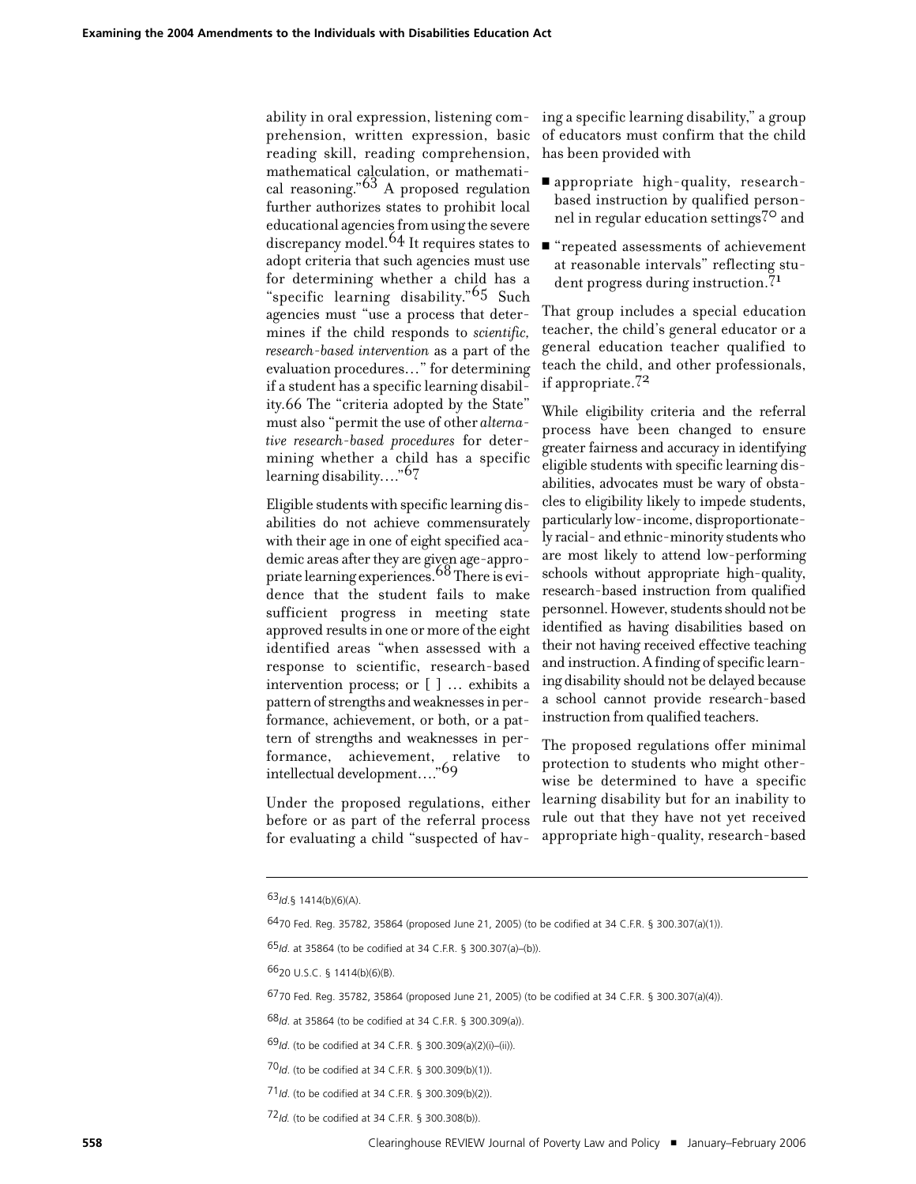ability in oral expression, listening comprehension, written expression, basic reading skill, reading comprehension, mathematical calculation, or mathematical reasoning."[63] A proposed regulation further authorizes states to prohibit local educational agencies from using the severe discrepancy model.[64] It requires states to adopt criteria that such agencies must use for determining whether a child has a "specific learning disability."[65] Such agencies must "use a process that determines if the child responds to *scientific, research-based intervention* as a part of the evaluation procedures…" for determining if a student has a specific learning disability.66 The "criteria adopted by the State" must also "permit the use of other *alternative research-based procedures* for determining whether a child has a specific learning disability…."[67]

Eligible students with specific learning disabilities do not achieve commensurately with their age in one of eight specified academic areas after they are given age-appropriate learning experiences.[68] There is evidence that the student fails to make sufficient progress in meeting state approved results in one or more of the eight identified areas "when assessed with a response to scientific, research-based intervention process; or [ ] … exhibits a pattern of strengths and weaknesses in performance, achievement, or both, or a pattern of strengths and weaknesses in performance, achievement, relative to intellectual development…."[69]

Under the proposed regulations, either before or as part of the referral process for evaluating a child "suspected of having a specific learning disability," a group of educators must confirm that the child has been provided with

- appropriate high-quality, research-based instruction by qualified personnel in regular education settings[70] and
- "repeated assessments of achievement at reasonable intervals" reflecting student progress during instruction.[71]

That group includes a special education teacher, the child's general educator or a general education teacher qualified to teach the child, and other professionals, if appropriate.[72]

While eligibility criteria and the referral process have been changed to ensure greater fairness and accuracy in identifying eligible students with specific learning disabilities, advocates must be wary of obstacles to eligibility likely to impede students, particularly low-income, disproportionately racial- and ethnic-minority students who are most likely to attend low-performing schools without appropriate high-quality, research-based instruction from qualified personnel. However, students should not be identified as having disabilities based on their not having received effective teaching and instruction. A finding of specific learning disability should not be delayed because a school cannot provide research-based instruction from qualified teachers.

The proposed regulations offer minimal protection to students who might otherwise be determined to have a specific learning disability but for an inability to rule out that they have not yet received appropriate high-quality, research-based

---

[63] *Id.*§ 1414(b)(6)(A).

[64] 70 Fed. Reg. 35782, 35864 (proposed June 21, 2005) (to be codified at 34 C.F.R. § 300.307(a)(1)).

[65] *Id.* at 35864 (to be codified at 34 C.F.R. § 300.307(a)–(b)).

[66] 20 U.S.C. § 1414(b)(6)(B).

[67] 70 Fed. Reg. 35782, 35864 (proposed June 21, 2005) (to be codified at 34 C.F.R. § 300.307(a)(4)).

[68] *Id.* at 35864 (to be codified at 34 C.F.R. § 300.309(a)).

[69] *Id.* (to be codified at 34 C.F.R. § 300.309(a)(2)(i)–(ii)).

[70] *Id.* (to be codified at 34 C.F.R. § 300.309(b)(1)).

[71] *Id.* (to be codified at 34 C.F.R. § 300.309(b)(2)).

[72] *Id.* (to be codified at 34 C.F.R. § 300.308(b)).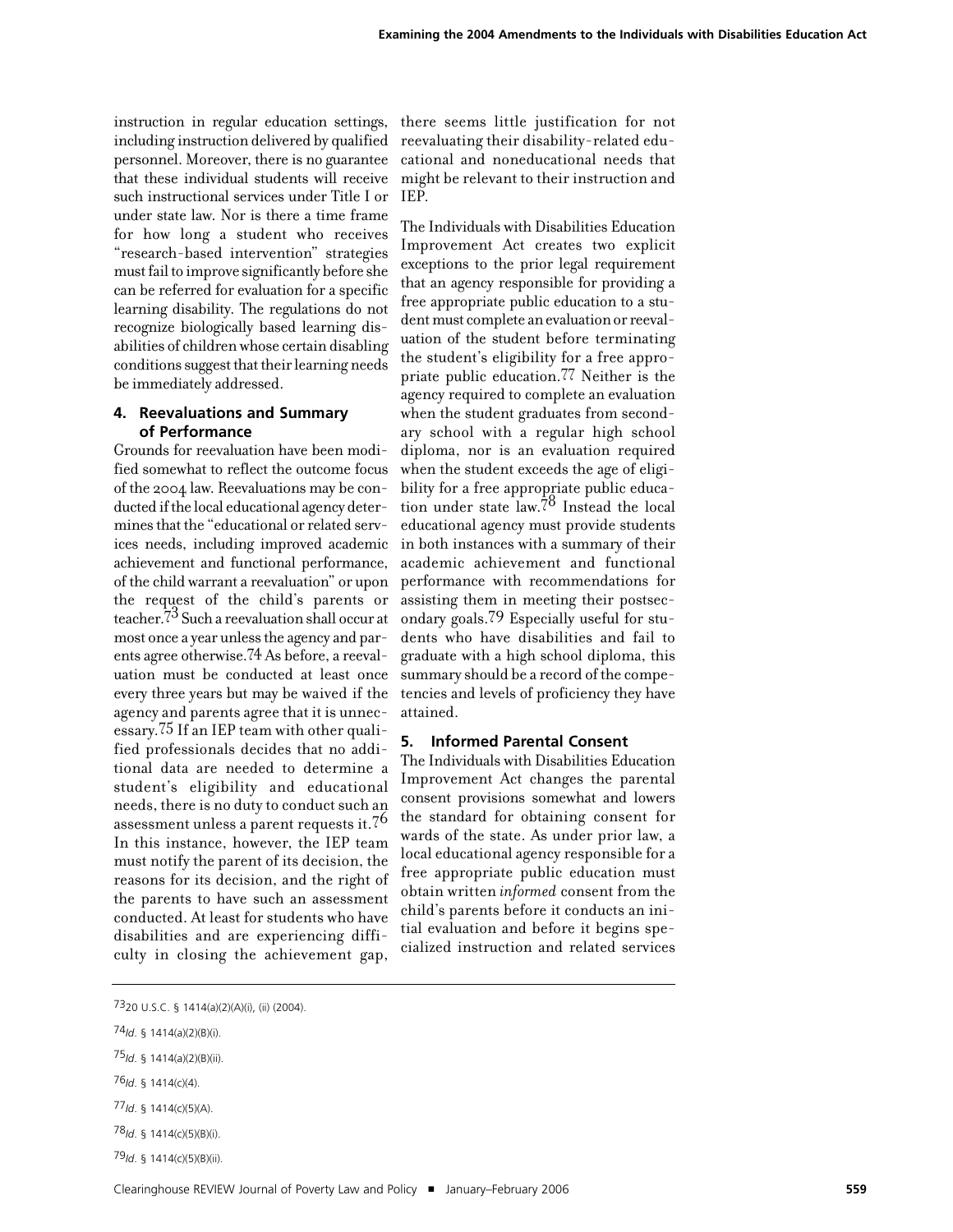instruction in regular education settings, including instruction delivered by qualified personnel. Moreover, there is no guarantee that these individual students will receive such instructional services under Title I or under state law. Nor is there a time frame for how long a student who receives "research-based intervention" strategies must fail to improve significantly before she can be referred for evaluation for a specific learning disability. The regulations do not recognize biologically based learning disabilities of children whose certain disabling conditions suggest that their learning needs be immediately addressed.

### 4. Reevaluations and Summary of Performance

Grounds for reevaluation have been modified somewhat to reflect the outcome focus of the 2004 law. Reevaluations may be conducted if the local educational agency determines that the "educational or related services needs, including improved academic achievement and functional performance, of the child warrant a reevaluation" or upon the request of the child's parents or teacher.[73] Such a reevaluation shall occur at most once a year unless the agency and parents agree otherwise.[74] As before, a reevaluation must be conducted at least once every three years but may be waived if the agency and parents agree that it is unnecessary.[75] If an IEP team with other qualified professionals decides that no additional data are needed to determine a student's eligibility and educational needs, there is no duty to conduct such an assessment unless a parent requests it.[76] In this instance, however, the IEP team must notify the parent of its decision, the reasons for its decision, and the right of the parents to have such an assessment conducted. At least for students who have disabilities and are experiencing difficulty in closing the achievement gap, there seems little justification for not reevaluating their disability-related educational and noneducational needs that might be relevant to their instruction and IEP.

The Individuals with Disabilities Education Improvement Act creates two explicit exceptions to the prior legal requirement that an agency responsible for providing a free appropriate public education to a student must complete an evaluation or reevaluation of the student before terminating the student's eligibility for a free appropriate public education.[77] Neither is the agency required to complete an evaluation when the student graduates from secondary school with a regular high school diploma, nor is an evaluation required when the student exceeds the age of eligibility for a free appropriate public education under state law.[78] Instead the local educational agency must provide students in both instances with a summary of their academic achievement and functional performance with recommendations for assisting them in meeting their postsecondary goals.[79] Especially useful for students who have disabilities and fail to graduate with a high school diploma, this summary should be a record of the competencies and levels of proficiency they have attained.

### 5. Informed Parental Consent

The Individuals with Disabilities Education Improvement Act changes the parental consent provisions somewhat and lowers the standard for obtaining consent for wards of the state. As under prior law, a local educational agency responsible for a free appropriate public education must obtain written *informed* consent from the child's parents before it conducts an initial evaluation and before it begins specialized instruction and related services

---

[73] 20 U.S.C. § 1414(a)(2)(A)(i), (ii) (2004).

[74] *Id*. § 1414(a)(2)(B)(i).

[75] *Id*. § 1414(a)(2)(B)(ii).

[76] *Id*. § 1414(c)(4).

[77] *Id*. § 1414(c)(5)(A).

[78] *Id*. § 1414(c)(5)(B)(i).

[79] *Id*. § 1414(c)(5)(B)(ii).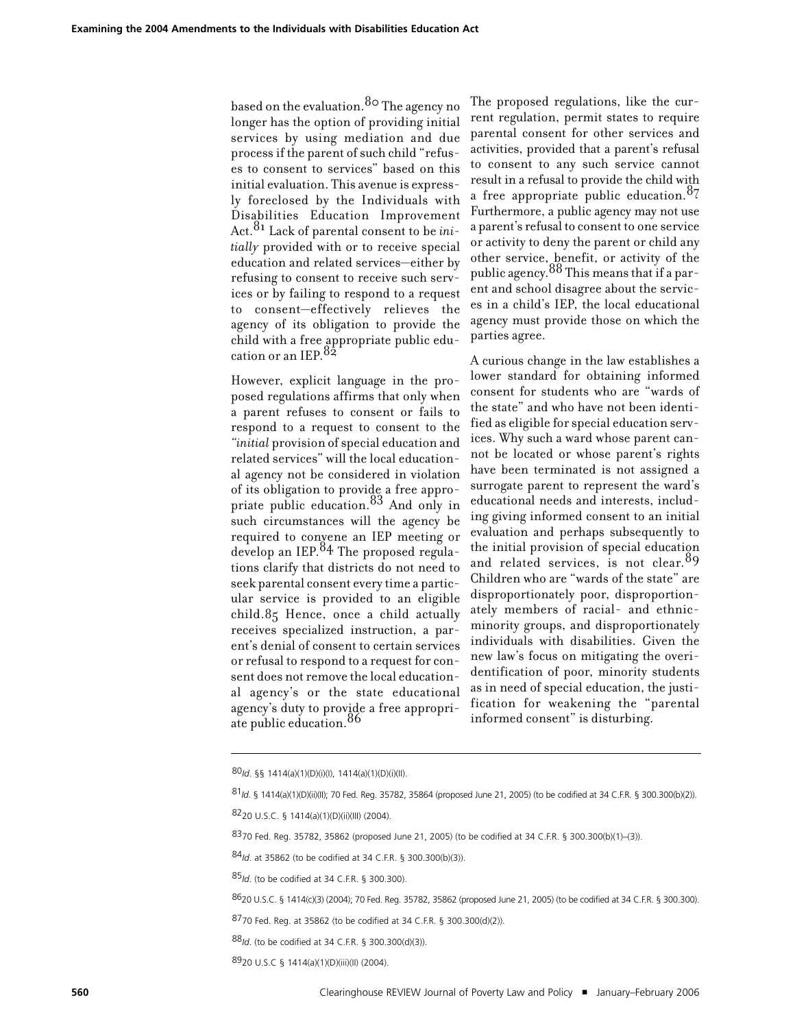based on the evaluation.[80] The agency no longer has the option of providing initial services by using mediation and due process if the parent of such child "refuses to consent to services" based on this initial evaluation. This avenue is expressly foreclosed by the Individuals with Disabilities Education Improvement Act.[81] Lack of parental consent to be *initially* provided with or to receive special education and related services—either by refusing to consent to receive such services or by failing to respond to a request to consent—effectively relieves the agency of its obligation to provide the child with a free appropriate public education or an IEP.[82]

However, explicit language in the proposed regulations affirms that only when a parent refuses to consent or fails to respond to a request to consent to the "*initial* provision of special education and related services" will the local educational agency not be considered in violation of its obligation to provide a free appropriate public education.[83] And only in such circumstances will the agency be required to convene an IEP meeting or develop an IEP.[84] The proposed regulations clarify that districts do not need to seek parental consent every time a particular service is provided to an eligible child.[85] Hence, once a child actually receives specialized instruction, a parent's denial of consent to certain services or refusal to respond to a request for consent does not remove the local educational agency's or the state educational agency's duty to provide a free appropriate public education.[86]

The proposed regulations, like the current regulation, permit states to require parental consent for other services and activities, provided that a parent's refusal to consent to any such service cannot result in a refusal to provide the child with a free appropriate public education.[87] Furthermore, a public agency may not use a parent's refusal to consent to one service or activity to deny the parent or child any other service, benefit, or activity of the public agency.[88] This means that if a parent and school disagree about the services in a child's IEP, the local educational agency must provide those on which the parties agree.

A curious change in the law establishes a lower standard for obtaining informed consent for students who are "wards of the state" and who have not been identified as eligible for special education services. Why such a ward whose parent cannot be located or whose parent's rights have been terminated is not assigned a surrogate parent to represent the ward's educational needs and interests, including giving informed consent to an initial evaluation and perhaps subsequently to the initial provision of special education and related services, is not clear.[89] Children who are "wards of the state" are disproportionately poor, disproportionately members of racial- and ethnic-minority groups, and disproportionately individuals with disabilities. Given the new law's focus on mitigating the overidentification of poor, minority students as in need of special education, the justification for weakening the "parental informed consent" is disturbing.

---

[80] *Id.* §§ 1414(a)(1)(D)(i)(I), 1414(a)(1)(D)(i)(II).

[81] *Id.* § 1414(a)(1)(D)(ii)(II); 70 Fed. Reg. 35782, 35864 (proposed June 21, 2005) (to be codified at 34 C.F.R. § 300.300(b)(2)).

[82] 20 U.S.C. § 1414(a)(1)(D)(ii)(III) (2004).

[83] 70 Fed. Reg. 35782, 35862 (proposed June 21, 2005) (to be codified at 34 C.F.R. § 300.300(b)(1)–(3)).

[84] *Id.* at 35862 (to be codified at 34 C.F.R. § 300.300(b)(3)).

[85] *Id.* (to be codified at 34 C.F.R. § 300.300).

[86] 20 U.S.C. § 1414(c)(3) (2004); 70 Fed. Reg. 35782, 35862 (proposed June 21, 2005) (to be codified at 34 C.F.R. § 300.300).

[87] 70 Fed. Reg. at 35862 (to be codified at 34 C.F.R. § 300.300(d)(2)).

[88] *Id.* (to be codified at 34 C.F.R. § 300.300(d)(3)).

[89] 20 U.S.C § 1414(a)(1)(D)(iii)(II) (2004).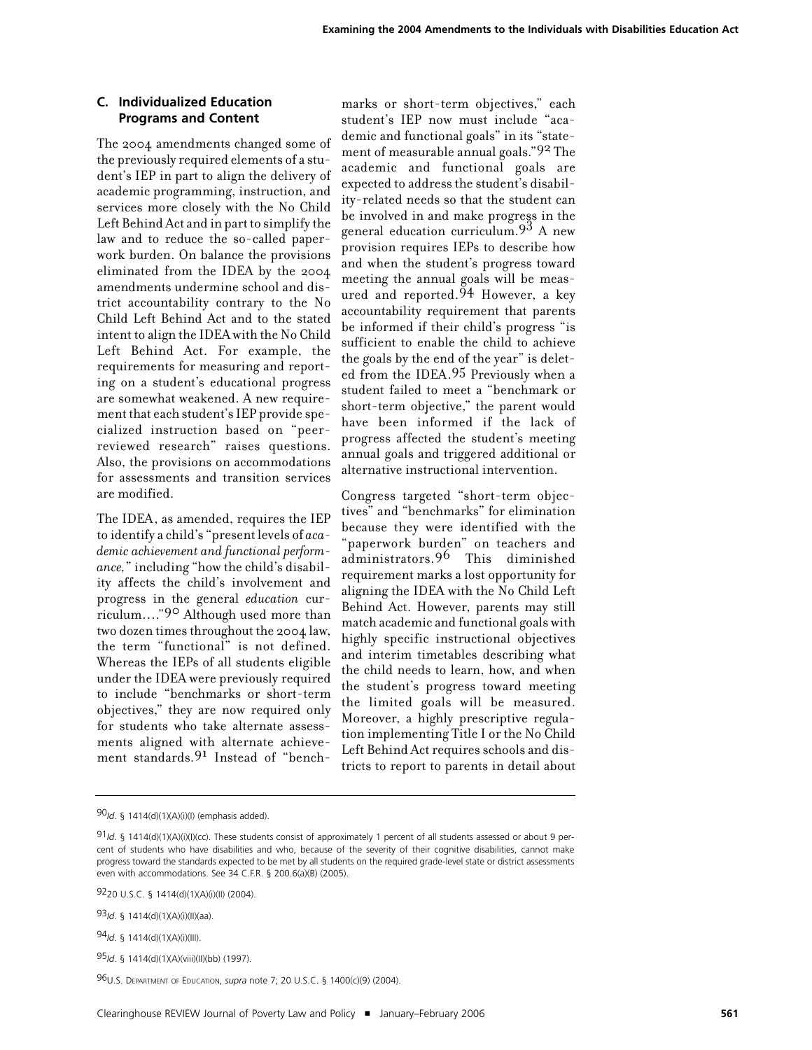### C. Individualized Education Programs and Content

The 2004 amendments changed some of the previously required elements of a student's IEP in part to align the delivery of academic programming, instruction, and services more closely with the No Child Left Behind Act and in part to simplify the law and to reduce the so-called paperwork burden. On balance the provisions eliminated from the IDEA by the 2004 amendments undermine school and district accountability contrary to the No Child Left Behind Act and to the stated intent to align the IDEA with the No Child Left Behind Act. For example, the requirements for measuring and reporting on a student's educational progress are somewhat weakened. A new requirement that each student's IEP provide specialized instruction based on "peer-reviewed research" raises questions. Also, the provisions on accommodations for assessments and transition services are modified.

The IDEA, as amended, requires the IEP to identify a child's "present levels of *academic achievement and functional performance,*" including "how the child's disability affects the child's involvement and progress in the general *education* curriculum...."[90] Although used more than two dozen times throughout the 2004 law, the term "functional" is not defined. Whereas the IEPs of all students eligible under the IDEA were previously required to include "benchmarks or short-term objectives," they are now required only for students who take alternate assessments aligned with alternate achievement standards.[91] Instead of "benchmarks or short-term objectives," each student's IEP now must include "academic and functional goals" in its "statement of measurable annual goals."[92] The academic and functional goals are expected to address the student's disability-related needs so that the student can be involved in and make progress in the general education curriculum.[93] A new provision requires IEPs to describe how and when the student's progress toward meeting the annual goals will be measured and reported.[94] However, a key accountability requirement that parents be informed if their child's progress "is sufficient to enable the child to achieve the goals by the end of the year" is deleted from the IDEA.[95] Previously when a student failed to meet a "benchmark or short-term objective," the parent would have been informed if the lack of progress affected the student's meeting annual goals and triggered additional or alternative instructional intervention.

Congress targeted "short-term objectives" and "benchmarks" for elimination because they were identified with the "paperwork burden" on teachers and administrators.[96] This diminished requirement marks a lost opportunity for aligning the IDEA with the No Child Left Behind Act. However, parents may still match academic and functional goals with highly specific instructional objectives and interim timetables describing what the child needs to learn, how, and when the student's progress toward meeting the limited goals will be measured. Moreover, a highly prescriptive regulation implementing Title I or the No Child Left Behind Act requires schools and districts to report to parents in detail about

---

[90] *Id.* § 1414(d)(1)(A)(i)(I) (emphasis added).

[91] *Id.* § 1414(d)(1)(A)(i)(I)(cc). These students consist of approximately 1 percent of all students assessed or about 9 percent of students who have disabilities and who, because of the severity of their cognitive disabilities, cannot make progress toward the standards expected to be met by all students on the required grade-level state or district assessments even with accommodations. See 34 C.F.R. § 200.6(a)(B) (2005).

[92] 20 U.S.C. § 1414(d)(1)(A)(i)(II) (2004).

[93] *Id.* § 1414(d)(1)(A)(i)(II)(aa).

[94] *Id.* § 1414(d)(1)(A)(i)(III).

[95] *Id.* § 1414(d)(1)(A)(viii)(II)(bb) (1997).

[96] U.S. DEPARTMENT OF EDUCATION, *supra* note 7; 20 U.S.C. § 1400(c)(9) (2004).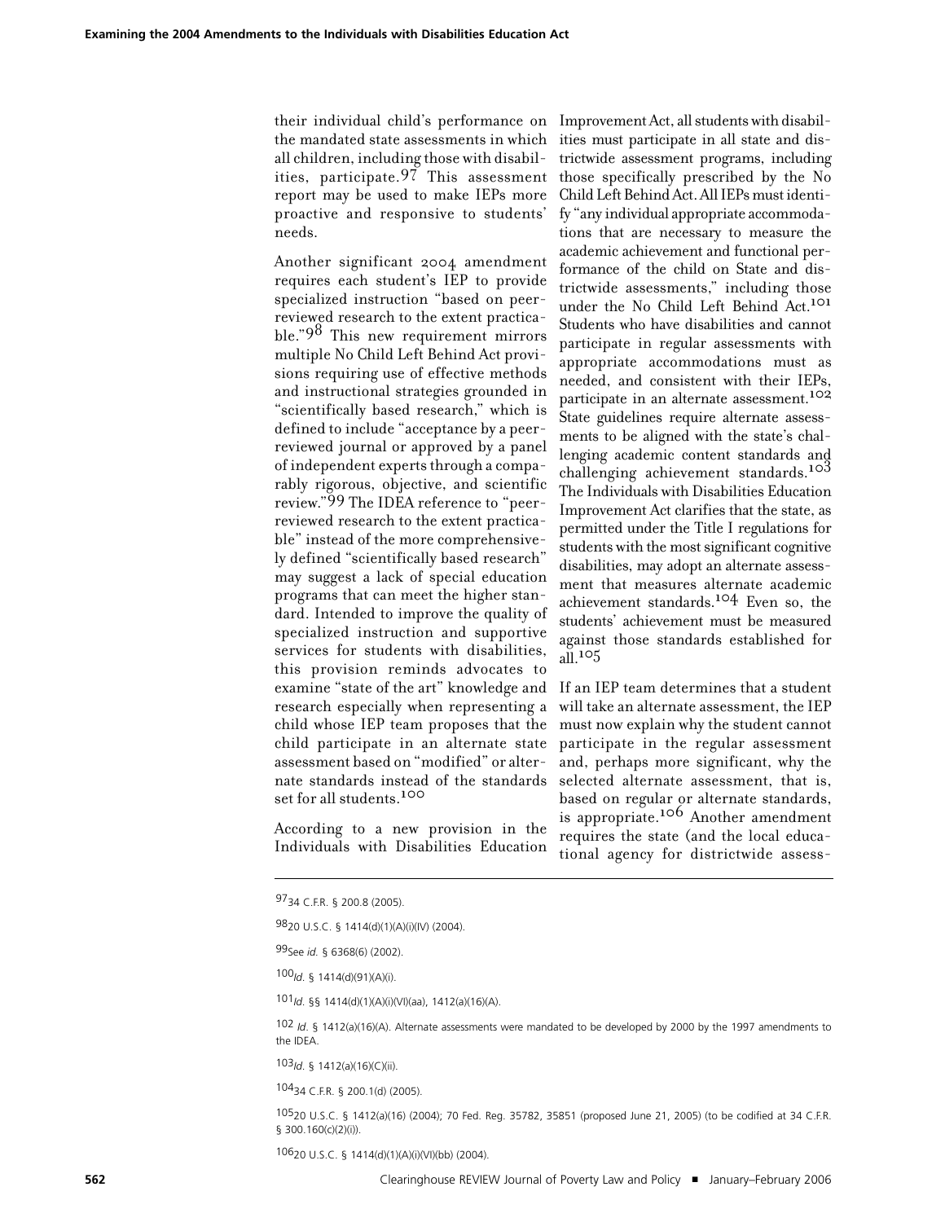their individual child's performance on the mandated state assessments in which all children, including those with disabilities, participate.[97] This assessment report may be used to make IEPs more proactive and responsive to students' needs.

Another significant 2004 amendment requires each student's IEP to provide specialized instruction "based on peer-reviewed research to the extent practicable."[98] This new requirement mirrors multiple No Child Left Behind Act provisions requiring use of effective methods and instructional strategies grounded in "scientifically based research," which is defined to include "acceptance by a peer-reviewed journal or approved by a panel of independent experts through a comparably rigorous, objective, and scientific review."[99] The IDEA reference to "peer-reviewed research to the extent practicable" instead of the more comprehensively defined "scientifically based research" may suggest a lack of special education programs that can meet the higher standard. Intended to improve the quality of specialized instruction and supportive services for students with disabilities, this provision reminds advocates to examine "state of the art" knowledge and research especially when representing a child whose IEP team proposes that the child participate in an alternate state assessment based on "modified" or alternate standards instead of the standards set for all students.[100]

According to a new provision in the Individuals with Disabilities Education Improvement Act, all students with disabilities must participate in all state and districtwide assessment programs, including those specifically prescribed by the No Child Left Behind Act. All IEPs must identify "any individual appropriate accommodations that are necessary to measure the academic achievement and functional performance of the child on State and districtwide assessments," including those under the No Child Left Behind Act.[101] Students who have disabilities and cannot participate in regular assessments with appropriate accommodations must as needed, and consistent with their IEPs, participate in an alternate assessment.[102] State guidelines require alternate assessments to be aligned with the state's challenging academic content standards and challenging achievement standards.[103] The Individuals with Disabilities Education Improvement Act clarifies that the state, as permitted under the Title I regulations for students with the most significant cognitive disabilities, may adopt an alternate assessment that measures alternate academic achievement standards.[104] Even so, the students' achievement must be measured against those standards established for all.[105]

If an IEP team determines that a student will take an alternate assessment, the IEP must now explain why the student cannot participate in the regular assessment and, perhaps more significant, why the selected alternate assessment, that is, based on regular or alternate standards, is appropriate.[106] Another amendment requires the state (and the local educational agency for districtwide assess-

---

[97] 34 C.F.R. § 200.8 (2005).

[98] 20 U.S.C. § 1414(d)(1)(A)(i)(IV) (2004).

[99] See *id.* § 6368(6) (2002).

[100] *Id.* § 1414(d)(91)(A)(i).

[101] *Id.* §§ 1414(d)(1)(A)(i)(VI)(aa), 1412(a)(16)(A).

[102] *Id.* § 1412(a)(16)(A). Alternate assessments were mandated to be developed by 2000 by the 1997 amendments to the IDEA.

[103] *Id.* § 1412(a)(16)(C)(ii).

[104] 34 C.F.R. § 200.1(d) (2005).

[105] 20 U.S.C. § 1412(a)(16) (2004); 70 Fed. Reg. 35782, 35851 (proposed June 21, 2005) (to be codified at 34 C.F.R. § 300.160(c)(2)(i)).

[106] 20 U.S.C. § 1414(d)(1)(A)(i)(VI)(bb) (2004).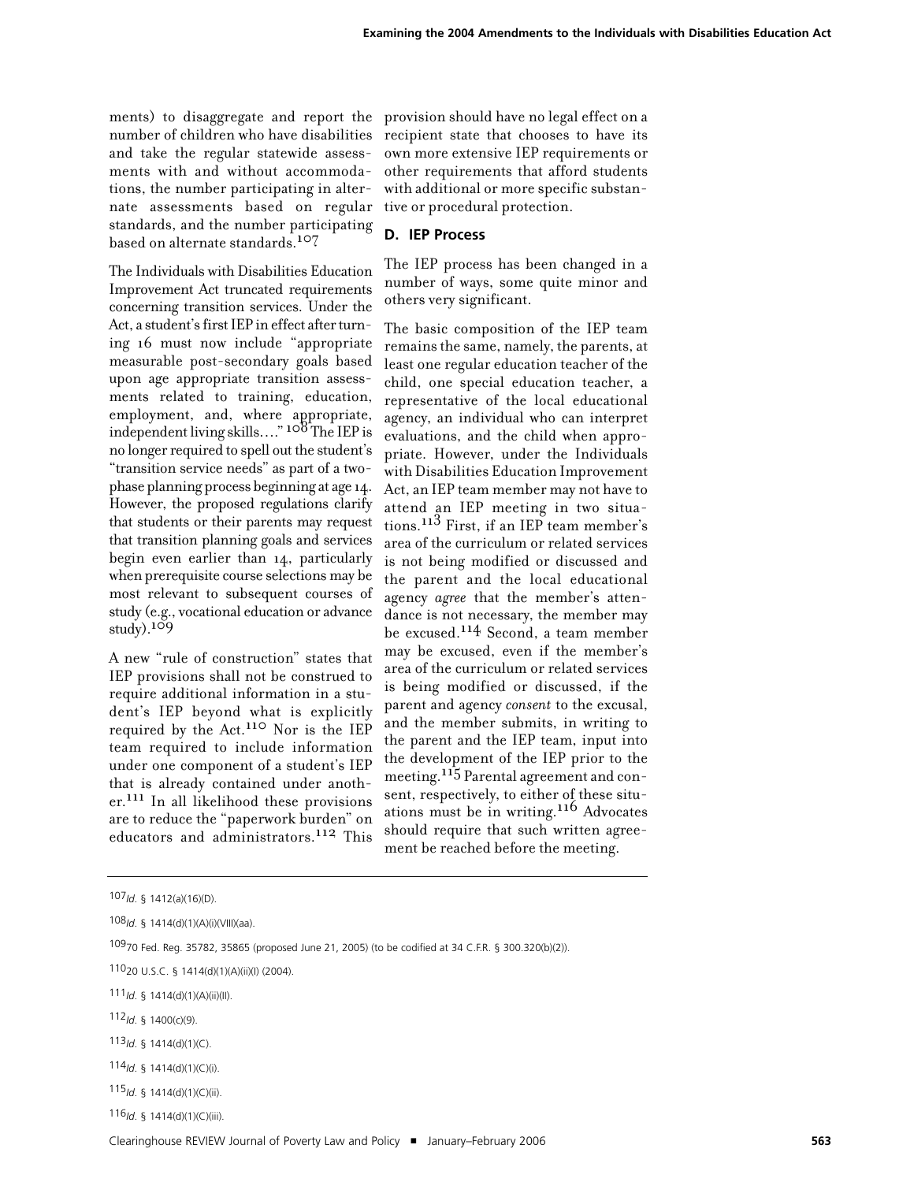ments) to disaggregate and report the number of children who have disabilities and take the regular statewide assessments with and without accommodations, the number participating in alternate assessments based on regular standards, and the number participating based on alternate standards.[107]

The Individuals with Disabilities Education Improvement Act truncated requirements concerning transition services. Under the Act, a student's first IEP in effect after turning 16 must now include "appropriate measurable post-secondary goals based upon age appropriate transition assessments related to training, education, employment, and, where appropriate, independent living skills…."[108] The IEP is no longer required to spell out the student's "transition service needs" as part of a two-phase planning process beginning at age 14. However, the proposed regulations clarify that students or their parents may request that transition planning goals and services begin even earlier than 14, particularly when prerequisite course selections may be most relevant to subsequent courses of study (e.g., vocational education or advance study).[109]

A new "rule of construction" states that IEP provisions shall not be construed to require additional information in a student's IEP beyond what is explicitly required by the Act.[110] Nor is the IEP team required to include information under one component of a student's IEP that is already contained under another.[111] In all likelihood these provisions are to reduce the "paperwork burden" on educators and administrators.[112] This provision should have no legal effect on a recipient state that chooses to have its own more extensive IEP requirements or other requirements that afford students with additional or more specific substantive or procedural protection.

### D. IEP Process

The IEP process has been changed in a number of ways, some quite minor and others very significant.

The basic composition of the IEP team remains the same, namely, the parents, at least one regular education teacher of the child, one special education teacher, a representative of the local educational agency, an individual who can interpret evaluations, and the child when appropriate. However, under the Individuals with Disabilities Education Improvement Act, an IEP team member may not have to attend an IEP meeting in two situations.[113] First, if an IEP team member's area of the curriculum or related services is not being modified or discussed and the parent and the local educational agency *agree* that the member's attendance is not necessary, the member may be excused.[114] Second, a team member may be excused, even if the member's area of the curriculum or related services is being modified or discussed, if the parent and agency *consent* to the excusal, and the member submits, in writing to the parent and the IEP team, input into the development of the IEP prior to the meeting.[115] Parental agreement and consent, respectively, to either of these situations must be in writing.[116] Advocates should require that such written agreement be reached before the meeting.

---

[107] *Id.* § 1412(a)(16)(D).

[108] *Id.* § 1414(d)(1)(A)(i)(VIII)(aa).

[109] 70 Fed. Reg. 35782, 35865 (proposed June 21, 2005) (to be codified at 34 C.F.R. § 300.320(b)(2)).

[110] 20 U.S.C. § 1414(d)(1)(A)(ii)(I) (2004).

[111] *Id.* § 1414(d)(1)(A)(ii)(II).

[112] *Id.* § 1400(c)(9).

[113] *Id.* § 1414(d)(1)(C).

[114] *Id.* § 1414(d)(1)(C)(i).

[115] *Id.* § 1414(d)(1)(C)(ii).

[116] *Id.* § 1414(d)(1)(C)(iii).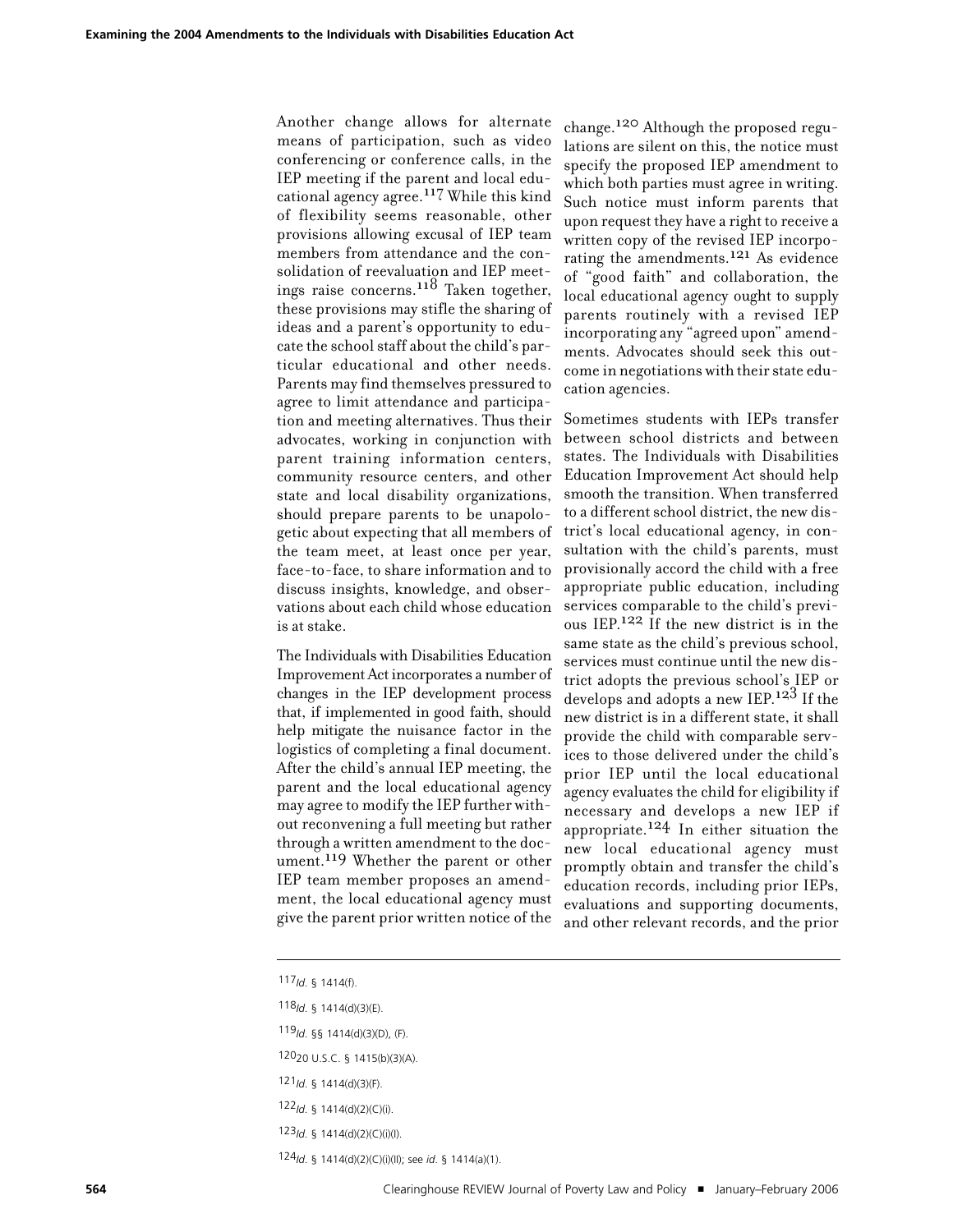Another change allows for alternate means of participation, such as video conferencing or conference calls, in the IEP meeting if the parent and local educational agency agree.[117] While this kind of flexibility seems reasonable, other provisions allowing excusal of IEP team members from attendance and the consolidation of reevaluation and IEP meetings raise concerns.[118] Taken together, these provisions may stifle the sharing of ideas and a parent's opportunity to educate the school staff about the child's particular educational and other needs. Parents may find themselves pressured to agree to limit attendance and participation and meeting alternatives. Thus their advocates, working in conjunction with parent training information centers, community resource centers, and other state and local disability organizations, should prepare parents to be unapologetic about expecting that all members of the team meet, at least once per year, face-to-face, to share information and to discuss insights, knowledge, and observations about each child whose education is at stake.

The Individuals with Disabilities Education Improvement Act incorporates a number of changes in the IEP development process that, if implemented in good faith, should help mitigate the nuisance factor in the logistics of completing a final document. After the child's annual IEP meeting, the parent and the local educational agency may agree to modify the IEP further without reconvening a full meeting but rather through a written amendment to the document.[119] Whether the parent or other IEP team member proposes an amendment, the local educational agency must give the parent prior written notice of the change.[120] Although the proposed regulations are silent on this, the notice must specify the proposed IEP amendment to which both parties must agree in writing. Such notice must inform parents that upon request they have a right to receive a written copy of the revised IEP incorporating the amendments.[121] As evidence of "good faith" and collaboration, the local educational agency ought to supply parents routinely with a revised IEP incorporating any "agreed upon" amendments. Advocates should seek this outcome in negotiations with their state education agencies.

Sometimes students with IEPs transfer between school districts and between states. The Individuals with Disabilities Education Improvement Act should help smooth the transition. When transferred to a different school district, the new district's local educational agency, in consultation with the child's parents, must provisionally accord the child with a free appropriate public education, including services comparable to the child's previous IEP.[122] If the new district is in the same state as the child's previous school, services must continue until the new district adopts the previous school's IEP or develops and adopts a new IEP.[123] If the new district is in a different state, it shall provide the child with comparable services to those delivered under the child's prior IEP until the local educational agency evaluates the child for eligibility if necessary and develops a new IEP if appropriate.[124] In either situation the new local educational agency must promptly obtain and transfer the child's education records, including prior IEPs, evaluations and supporting documents, and other relevant records, and the prior

---

[117] *Id.* § 1414(f).

[118] *Id.* § 1414(d)(3)(E).

[119] *Id.* §§ 1414(d)(3)(D), (F).

[120] 20 U.S.C. § 1415(b)(3)(A).

[121] *Id.* § 1414(d)(3)(F).

[122] *Id.* § 1414(d)(2)(C)(i).

[123] *Id.* § 1414(d)(2)(C)(i)(I).

[124] *Id.* § 1414(d)(2)(C)(i)(II); see *id.* § 1414(a)(1).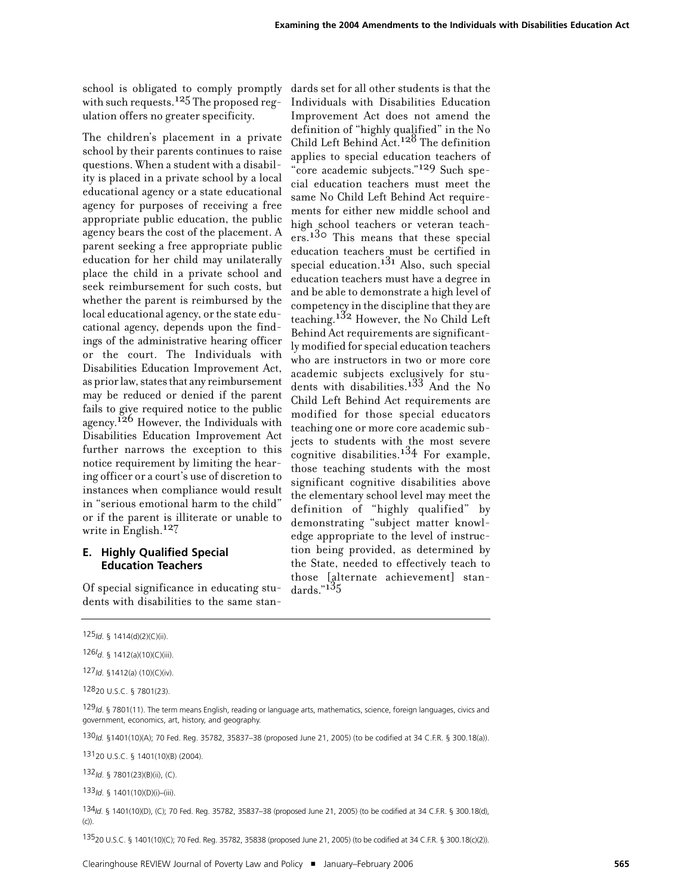school is obligated to comply promptly with such requests.[125] The proposed regulation offers no greater specificity.

The children's placement in a private school by their parents continues to raise questions. When a student with a disability is placed in a private school by a local educational agency or a state educational agency for purposes of receiving a free appropriate public education, the public agency bears the cost of the placement. A parent seeking a free appropriate public education for her child may unilaterally place the child in a private school and seek reimbursement for such costs, but whether the parent is reimbursed by the local educational agency, or the state educational agency, depends upon the findings of the administrative hearing officer or the court. The Individuals with Disabilities Education Improvement Act, as prior law, states that any reimbursement may be reduced or denied if the parent fails to give required notice to the public agency.[126] However, the Individuals with Disabilities Education Improvement Act further narrows the exception to this notice requirement by limiting the hearing officer or a court's use of discretion to instances when compliance would result in "serious emotional harm to the child" or if the parent is illiterate or unable to write in English.[127]

### E. Highly Qualified Special Education Teachers

Of special significance in educating students with disabilities to the same standards set for all other students is that the Individuals with Disabilities Education Improvement Act does not amend the definition of "highly qualified" in the No Child Left Behind Act.[128] The definition applies to special education teachers of "core academic subjects."[129] Such special education teachers must meet the same No Child Left Behind Act requirements for either new middle school and high school teachers or veteran teachers.[130] This means that these special education teachers must be certified in special education.[131] Also, such special education teachers must have a degree in and be able to demonstrate a high level of competency in the discipline that they are teaching.[132] However, the No Child Left Behind Act requirements are significantly modified for special education teachers who are instructors in two or more core academic subjects exclusively for students with disabilities.[133] And the No Child Left Behind Act requirements are modified for those special educators teaching one or more core academic subjects to students with the most severe cognitive disabilities.[134] For example, those teaching students with the most significant cognitive disabilities above the elementary school level may meet the definition of "highly qualified" by demonstrating "subject matter knowledge appropriate to the level of instruction being provided, as determined by the State, needed to effectively teach to those [alternate achievement] standards."[135]

---

[125] *Id.* § 1414(d)(2)(C)(ii).

[126] *Id.* § 1412(a)(10)(C)(iii).

[127] *Id.* §1412(a) (10)(C)(iv).

[128] 20 U.S.C. § 7801(23).

[129] *Id.* § 7801(11). The term means English, reading or language arts, mathematics, science, foreign languages, civics and government, economics, art, history, and geography.

[130] *Id.* §1401(10)(A); 70 Fed. Reg. 35782, 35837–38 (proposed June 21, 2005) (to be codified at 34 C.F.R. § 300.18(a)).

[131] 20 U.S.C. § 1401(10)(B) (2004).

[132] *Id.* § 7801(23)(B)(ii), (C).

[133] *Id.* § 1401(10)(D)(i)–(iii).

[134] *Id.* § 1401(10)(D), (C); 70 Fed. Reg. 35782, 35837–38 (proposed June 21, 2005) (to be codified at 34 C.F.R. § 300.18(d), (c)).

[135] 20 U.S.C. § 1401(10)(C); 70 Fed. Reg. 35782, 35838 (proposed June 21, 2005) (to be codified at 34 C.F.R. § 300.18(c)(2)).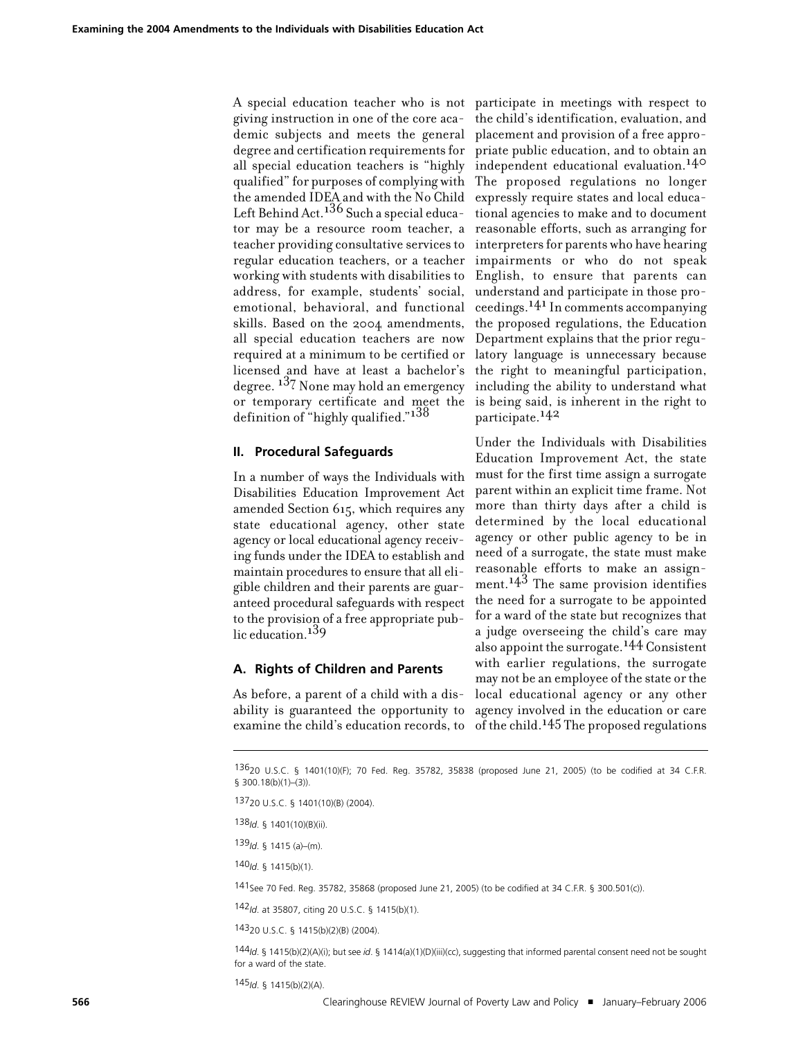A special education teacher who is not giving instruction in one of the core academic subjects and meets the general degree and certification requirements for all special education teachers is "highly qualified" for purposes of complying with the amended IDEA and with the No Child Left Behind Act.[136] Such a special educator may be a resource room teacher, a teacher providing consultative services to regular education teachers, or a teacher working with students with disabilities to address, for example, students' social, emotional, behavioral, and functional skills. Based on the 2004 amendments, all special education teachers are now required at a minimum to be certified or licensed and have at least a bachelor's degree.[137] None may hold an emergency or temporary certificate and meet the definition of "highly qualified."[138]

## II. Procedural Safeguards

In a number of ways the Individuals with Disabilities Education Improvement Act amended Section 615, which requires any state educational agency, other state agency or local educational agency receiving funds under the IDEA to establish and maintain procedures to ensure that all eligible children and their parents are guaranteed procedural safeguards with respect to the provision of a free appropriate public education.[139]

### A. Rights of Children and Parents

As before, a parent of a child with a disability is guaranteed the opportunity to examine the child's education records, to participate in meetings with respect to the child's identification, evaluation, and placement and provision of a free appropriate public education, and to obtain an independent educational evaluation.[140] The proposed regulations no longer expressly require states and local educational agencies to make and to document reasonable efforts, such as arranging for interpreters for parents who have hearing impairments or who do not speak English, to ensure that parents can understand and participate in those proceedings.[141] In comments accompanying the proposed regulations, the Education Department explains that the prior regulatory language is unnecessary because the right to meaningful participation, including the ability to understand what is being said, is inherent in the right to participate.[142]

Under the Individuals with Disabilities Education Improvement Act, the state must for the first time assign a surrogate parent within an explicit time frame. Not more than thirty days after a child is determined by the local educational agency or other public agency to be in need of a surrogate, the state must make reasonable efforts to make an assignment.[143] The same provision identifies the need for a surrogate to be appointed for a ward of the state but recognizes that a judge overseeing the child's care may also appoint the surrogate.[144] Consistent with earlier regulations, the surrogate may not be an employee of the state or the local educational agency or any other agency involved in the education or care of the child.[145] The proposed regulations

---

[136] 20 U.S.C. § 1401(10)(F); 70 Fed. Reg. 35782, 35838 (proposed June 21, 2005) (to be codified at 34 C.F.R. § 300.18(b)(1)–(3)).

[137] 20 U.S.C. § 1401(10)(B) (2004).

[138] *Id.* § 1401(10)(B)(ii).

[139] *Id.* § 1415 (a)–(m).

[140] *Id.* § 1415(b)(1).

[141] See 70 Fed. Reg. 35782, 35868 (proposed June 21, 2005) (to be codified at 34 C.F.R. § 300.501(c)).

[142] *Id.* at 35807, citing 20 U.S.C. § 1415(b)(1).

[143] 20 U.S.C. § 1415(b)(2)(B) (2004).

[144] *Id.* § 1415(b)(2)(A)(i); but see *id.* § 1414(a)(1)(D)(iii)(cc), suggesting that informed parental consent need not be sought for a ward of the state.

[145] *Id.* § 1415(b)(2)(A).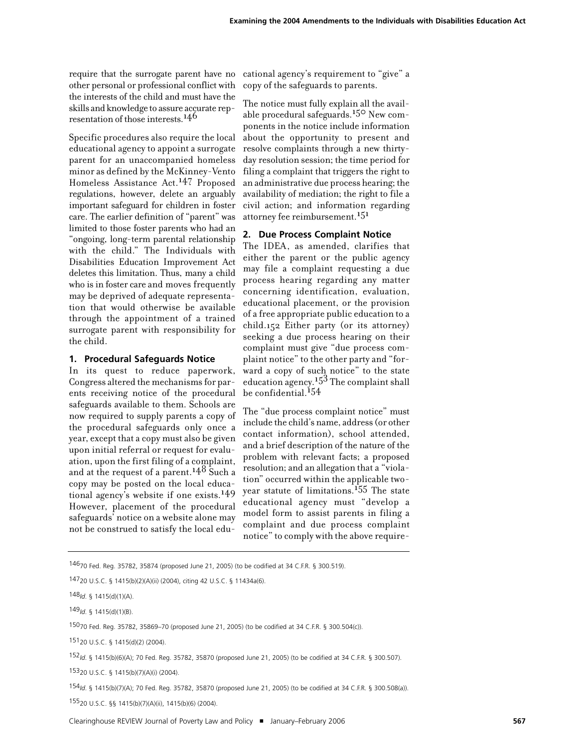require that the surrogate parent have no other personal or professional conflict with the interests of the child and must have the skills and knowledge to assure accurate representation of those interests.[146]

Specific procedures also require the local educational agency to appoint a surrogate parent for an unaccompanied homeless minor as defined by the McKinney-Vento Homeless Assistance Act.[147] Proposed regulations, however, delete an arguably important safeguard for children in foster care. The earlier definition of "parent" was limited to those foster parents who had an "ongoing, long-term parental relationship with the child." The Individuals with Disabilities Education Improvement Act deletes this limitation. Thus, many a child who is in foster care and moves frequently may be deprived of adequate representation that would otherwise be available through the appointment of a trained surrogate parent with responsibility for the child.

### 1. Procedural Safeguards Notice

In its quest to reduce paperwork, Congress altered the mechanisms for parents receiving notice of the procedural safeguards available to them. Schools are now required to supply parents a copy of the procedural safeguards only once a year, except that a copy must also be given upon initial referral or request for evaluation, upon the first filing of a complaint, and at the request of a parent.[148] Such a copy may be posted on the local educational agency's website if one exists.[149] However, placement of the procedural safeguards' notice on a website alone may not be construed to satisfy the local educational agency's requirement to "give" a copy of the safeguards to parents.

The notice must fully explain all the available procedural safeguards.[150] New components in the notice include information about the opportunity to present and resolve complaints through a new thirty-day resolution session; the time period for filing a complaint that triggers the right to an administrative due process hearing; the availability of mediation; the right to file a civil action; and information regarding attorney fee reimbursement.[151]

### 2. Due Process Complaint Notice

The IDEA, as amended, clarifies that either the parent or the public agency may file a complaint requesting a due process hearing regarding any matter concerning identification, evaluation, educational placement, or the provision of a free appropriate public education to a child.[152] Either party (or its attorney) seeking a due process hearing on their complaint must give "due process complaint notice" to the other party and "forward a copy of such notice" to the state education agency.[153] The complaint shall be confidential.[154]

The "due process complaint notice" must include the child's name, address (or other contact information), school attended, and a brief description of the nature of the problem with relevant facts; a proposed resolution; and an allegation that a "violation" occurred within the applicable two-year statute of limitations.[155] The state educational agency must "develop a model form to assist parents in filing a complaint and due process complaint notice" to comply with the above require-

---

[146] 70 Fed. Reg. 35782, 35874 (proposed June 21, 2005) (to be codified at 34 C.F.R. § 300.519).

[147] 20 U.S.C. § 1415(b)(2)(A)(ii) (2004), citing 42 U.S.C. § 11434a(6).

[148] *Id.* § 1415(d)(1)(A).

[149] *Id.* § 1415(d)(1)(B).

[150] 70 Fed. Reg. 35782, 35869–70 (proposed June 21, 2005) (to be codified at 34 C.F.R. § 300.504(c)).

[151] 20 U.S.C. § 1415(d)(2) (2004).

[152] *Id.* § 1415(b)(6)(A); 70 Fed. Reg. 35782, 35870 (proposed June 21, 2005) (to be codified at 34 C.F.R. § 300.507).

[153] 20 U.S.C. § 1415(b)(7)(A)(i) (2004).

[154] *Id.* § 1415(b)(7)(A); 70 Fed. Reg. 35782, 35870 (proposed June 21, 2005) (to be codified at 34 C.F.R. § 300.508(a)).

[155] 20 U.S.C. §§ 1415(b)(7)(A)(ii), 1415(b)(6) (2004).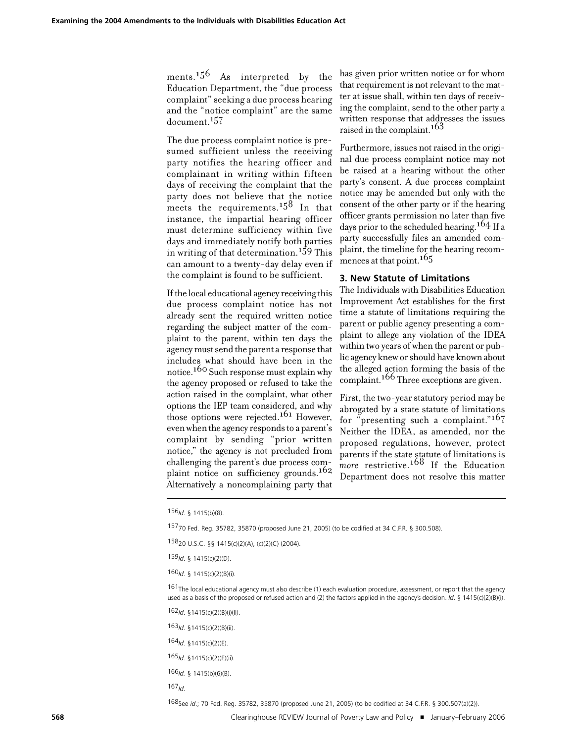ments.[156] As interpreted by the Education Department, the "due process complaint" seeking a due process hearing and the "notice complaint" are the same document.[157]

The due process complaint notice is presumed sufficient unless the receiving party notifies the hearing officer and complainant in writing within fifteen days of receiving the complaint that the party does not believe that the notice meets the requirements.[158] In that instance, the impartial hearing officer must determine sufficiency within five days and immediately notify both parties in writing of that determination.[159] This can amount to a twenty-day delay even if the complaint is found to be sufficient.

If the local educational agency receiving this due process complaint notice has not already sent the required written notice regarding the subject matter of the complaint to the parent, within ten days the agency must send the parent a response that includes what should have been in the notice.[160] Such response must explain why the agency proposed or refused to take the action raised in the complaint, what other options the IEP team considered, and why those options were rejected.[161] However, even when the agency responds to a parent's complaint by sending "prior written notice," the agency is not precluded from challenging the parent's due process complaint notice on sufficiency grounds.[162] Alternatively a noncomplaining party that has given prior written notice or for whom that requirement is not relevant to the matter at issue shall, within ten days of receiving the complaint, send to the other party a written response that addresses the issues raised in the complaint.[163]

Furthermore, issues not raised in the original due process complaint notice may not be raised at a hearing without the other party's consent. A due process complaint notice may be amended but only with the consent of the other party or if the hearing officer grants permission no later than five days prior to the scheduled hearing.[164] If a party successfully files an amended complaint, the timeline for the hearing recommences at that point.[165]

### 3. New Statute of Limitations

The Individuals with Disabilities Education Improvement Act establishes for the first time a statute of limitations requiring the parent or public agency presenting a complaint to allege any violation of the IDEA within two years of when the parent or public agency knew or should have known about the alleged action forming the basis of the complaint.[166] Three exceptions are given.

First, the two-year statutory period may be abrogated by a state statute of limitations for "presenting such a complaint."[167] Neither the IDEA, as amended, nor the proposed regulations, however, protect parents if the state statute of limitations is *more* restrictive.[168] If the Education Department does not resolve this matter

---

[156] *Id.* § 1415(b)(8).

[157] 70 Fed. Reg. 35782, 35870 (proposed June 21, 2005) (to be codified at 34 C.F.R. § 300.508).

[158] 20 U.S.C. §§ 1415(c)(2)(A), (c)(2)(C) (2004).

[159] *Id.* § 1415(c)(2)(D).

[160] *Id.* § 1415(c)(2)(B)(i).

[161] The local educational agency must also describe (1) each evaluation procedure, assessment, or report that the agency used as a basis of the proposed or refused action and (2) the factors applied in the agency's decision. *Id.* § 1415(c)(2)(B)(i).

[162] *Id.* §1415(c)(2)(B)(i)(II).

[163] *Id.* §1415(c)(2)(B)(ii).

[164] *Id.* §1415(c)(2)(E).

[165] *Id.* §1415(c)(2)(E)(ii).

[166] *Id.* § 1415(b)(6)(B).

[167] *Id.*

[168] See *id.*; 70 Fed. Reg. 35782, 35870 (proposed June 21, 2005) (to be codified at 34 C.F.R. § 300.507(a)(2)).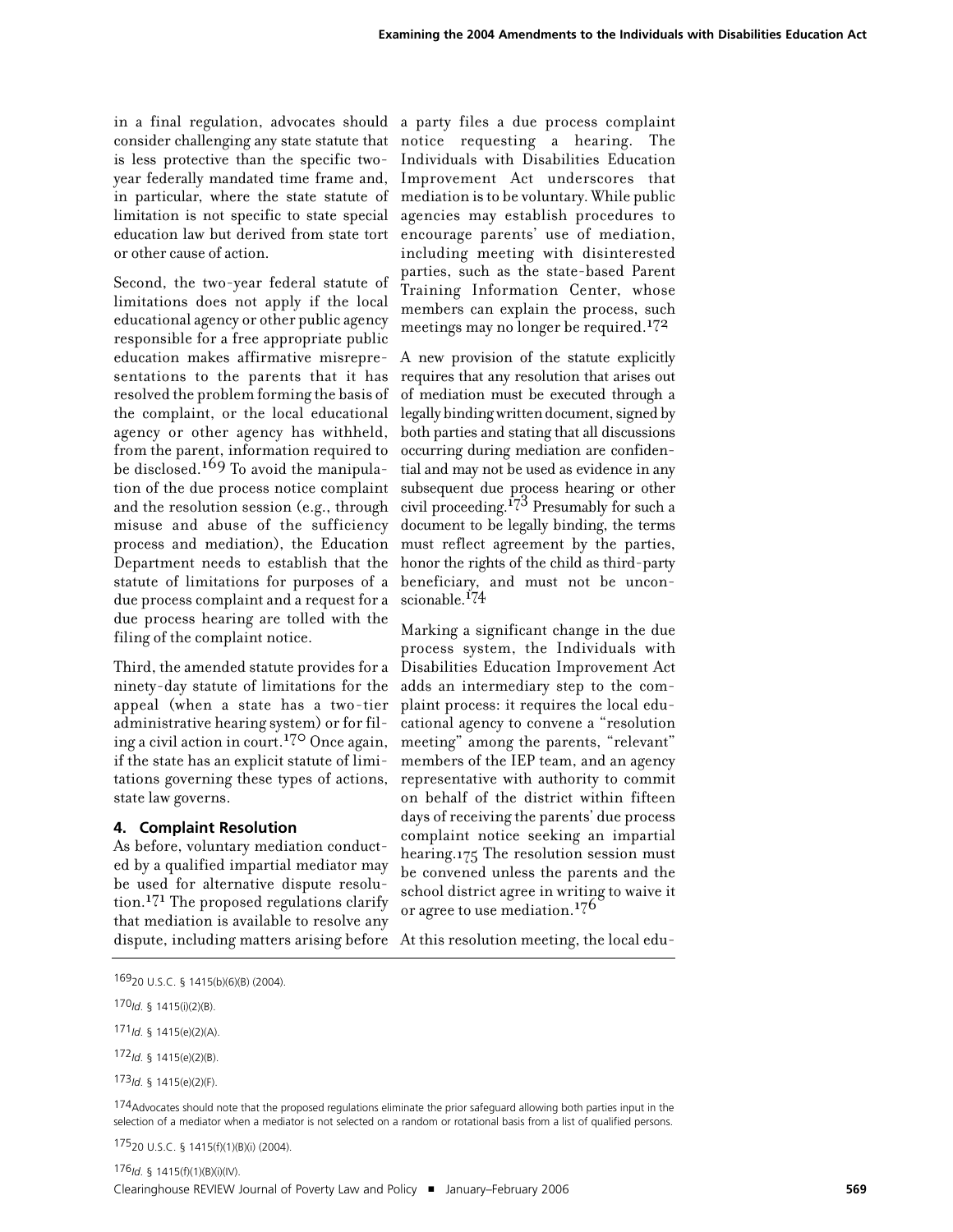in a final regulation, advocates should consider challenging any state statute that is less protective than the specific two-year federally mandated time frame and, in particular, where the state statute of limitation is not specific to state special education law but derived from state tort or other cause of action.

Second, the two-year federal statute of limitations does not apply if the local educational agency or other public agency responsible for a free appropriate public education makes affirmative misrepresentations to the parents that it has resolved the problem forming the basis of the complaint, or the local educational agency or other agency has withheld, from the parent, information required to be disclosed.[169] To avoid the manipulation of the due process notice complaint and the resolution session (e.g., through misuse and abuse of the sufficiency process and mediation), the Education Department needs to establish that the statute of limitations for purposes of a due process complaint and a request for a due process hearing are tolled with the filing of the complaint notice.

Third, the amended statute provides for a ninety-day statute of limitations for the appeal (when a state has a two-tier administrative hearing system) or for filing a civil action in court.[170] Once again, if the state has an explicit statute of limitations governing these types of actions, state law governs.

### 4. Complaint Resolution

As before, voluntary mediation conducted by a qualified impartial mediator may be used for alternative dispute resolution.[171] The proposed regulations clarify that mediation is available to resolve any dispute, including matters arising before a party files a due process complaint notice requesting a hearing. The Individuals with Disabilities Education Improvement Act underscores that mediation is to be voluntary. While public agencies may establish procedures to encourage parents' use of mediation, including meeting with disinterested parties, such as the state-based Parent Training Information Center, whose members can explain the process, such meetings may no longer be required.[172]

A new provision of the statute explicitly requires that any resolution that arises out of mediation must be executed through a legally binding written document, signed by both parties and stating that all discussions occurring during mediation are confidential and may not be used as evidence in any subsequent due process hearing or other civil proceeding.[173] Presumably for such a document to be legally binding, the terms must reflect agreement by the parties, honor the rights of the child as third-party beneficiary, and must not be unconscionable.[174]

Marking a significant change in the due process system, the Individuals with Disabilities Education Improvement Act adds an intermediary step to the complaint process: it requires the local educational agency to convene a "resolution meeting" among the parents, "relevant" members of the IEP team, and an agency representative with authority to commit on behalf of the district within fifteen days of receiving the parents' due process complaint notice seeking an impartial hearing.[175] The resolution session must be convened unless the parents and the school district agree in writing to waive it or agree to use mediation.[176]

At this resolution meeting, the local edu-

---

[169] 20 U.S.C. § 1415(b)(6)(B) (2004).

[170] *Id.* § 1415(i)(2)(B).

[171] *Id.* § 1415(e)(2)(A).

[172] *Id.* § 1415(e)(2)(B).

[173] *Id.* § 1415(e)(2)(F).

[174] Advocates should note that the proposed regulations eliminate the prior safeguard allowing both parties input in the selection of a mediator when a mediator is not selected on a random or rotational basis from a list of qualified persons.

[175] 20 U.S.C. § 1415(f)(1)(B)(i) (2004).

[176] *Id.* § 1415(f)(1)(B)(i)(IV).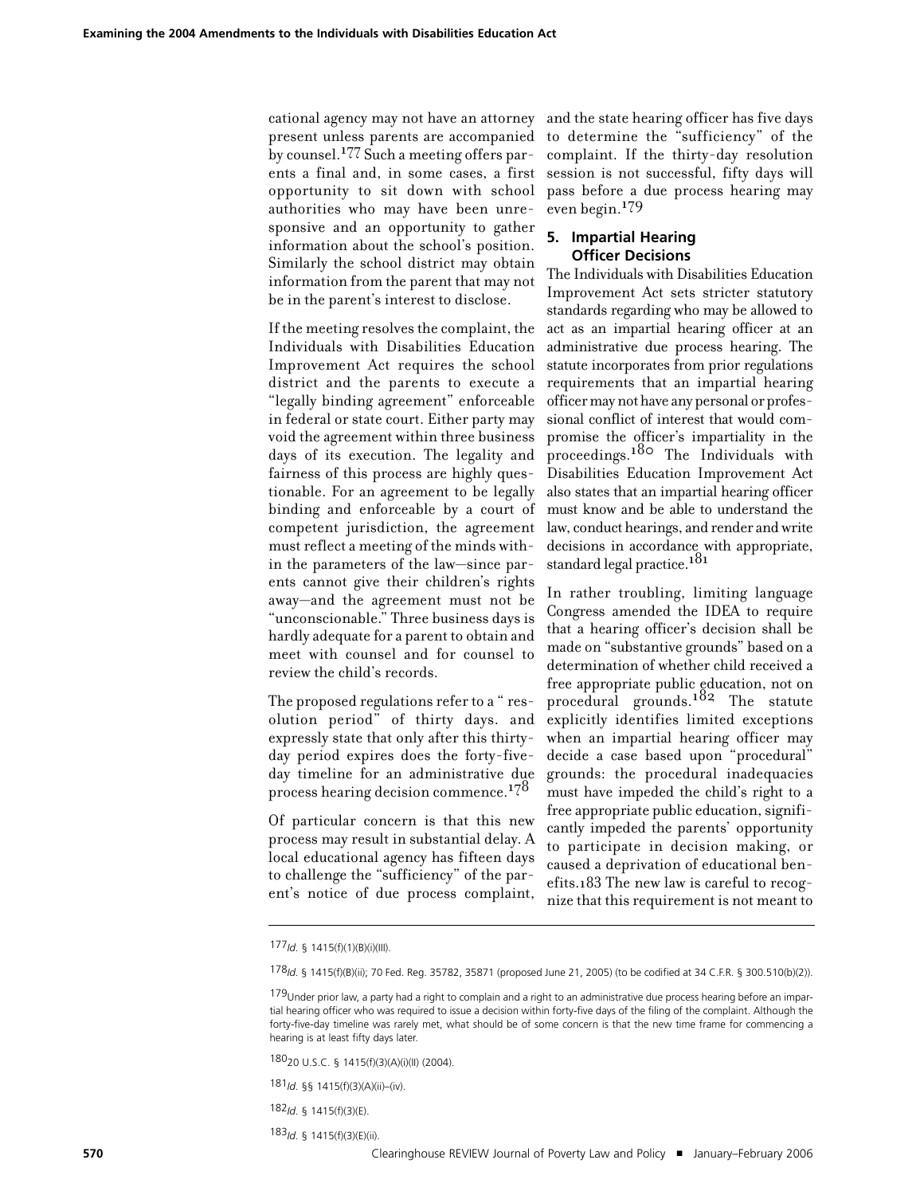cational agency may not have an attorney present unless parents are accompanied by counsel.[177] Such a meeting offers parents a final and, in some cases, a first opportunity to sit down with school authorities who may have been unresponsive and an opportunity to gather information about the school's position. Similarly the school district may obtain information from the parent that may not be in the parent's interest to disclose.

If the meeting resolves the complaint, the Individuals with Disabilities Education Improvement Act requires the school district and the parents to execute a "legally binding agreement" enforceable in federal or state court. Either party may void the agreement within three business days of its execution. The legality and fairness of this process are highly questionable. For an agreement to be legally binding and enforceable by a court of competent jurisdiction, the agreement must reflect a meeting of the minds within the parameters of the law—since parents cannot give their children's rights away—and the agreement must not be "unconscionable." Three business days is hardly adequate for a parent to obtain and meet with counsel and for counsel to review the child's records.

The proposed regulations refer to a " resolution period" of thirty days. and expressly state that only after this thirty-day period expires does the forty-five-day timeline for an administrative due process hearing decision commence.[178]

Of particular concern is that this new process may result in substantial delay. A local educational agency has fifteen days to challenge the "sufficiency" of the parent's notice of due process complaint, and the state hearing officer has five days to determine the "sufficiency" of the complaint. If the thirty-day resolution session is not successful, fifty days will pass before a due process hearing may even begin.[179]

### 5. Impartial Hearing Officer Decisions

The Individuals with Disabilities Education Improvement Act sets stricter statutory standards regarding who may be allowed to act as an impartial hearing officer at an administrative due process hearing. The statute incorporates from prior regulations requirements that an impartial hearing officer may not have any personal or professional conflict of interest that would compromise the officer's impartiality in the proceedings.[180] The Individuals with Disabilities Education Improvement Act also states that an impartial hearing officer must know and be able to understand the law, conduct hearings, and render and write decisions in accordance with appropriate, standard legal practice.[181]

In rather troubling, limiting language Congress amended the IDEA to require that a hearing officer's decision shall be made on "substantive grounds" based on a determination of whether child received a free appropriate public education, not on procedural grounds.[182] The statute explicitly identifies limited exceptions when an impartial hearing officer may decide a case based upon "procedural" grounds: the procedural inadequacies must have impeded the child's right to a free appropriate public education, significantly impeded the parents' opportunity to participate in decision making, or caused a deprivation of educational benefits.[183] The new law is careful to recognize that this requirement is not meant to

---

[177] *Id.* § 1415(f)(1)(B)(i)(III).

[178] *Id.* § 1415(f)(B)(ii); 70 Fed. Reg. 35782, 35871 (proposed June 21, 2005) (to be codified at 34 C.F.R. § 300.510(b)(2)).

[179] Under prior law, a party had a right to complain and a right to an administrative due process hearing before an impartial hearing officer who was required to issue a decision within forty-five days of the filing of the complaint. Although the forty-five-day timeline was rarely met, what should be of some concern is that the new time frame for commencing a hearing is at least fifty days later.

[180] 20 U.S.C. § 1415(f)(3)(A)(i)(II) (2004).

[181] *Id.* §§ 1415(f)(3)(A)(ii)–(iv).

[182] *Id.* § 1415(f)(3)(E).

[183] *Id.* § 1415(f)(3)(E)(ii).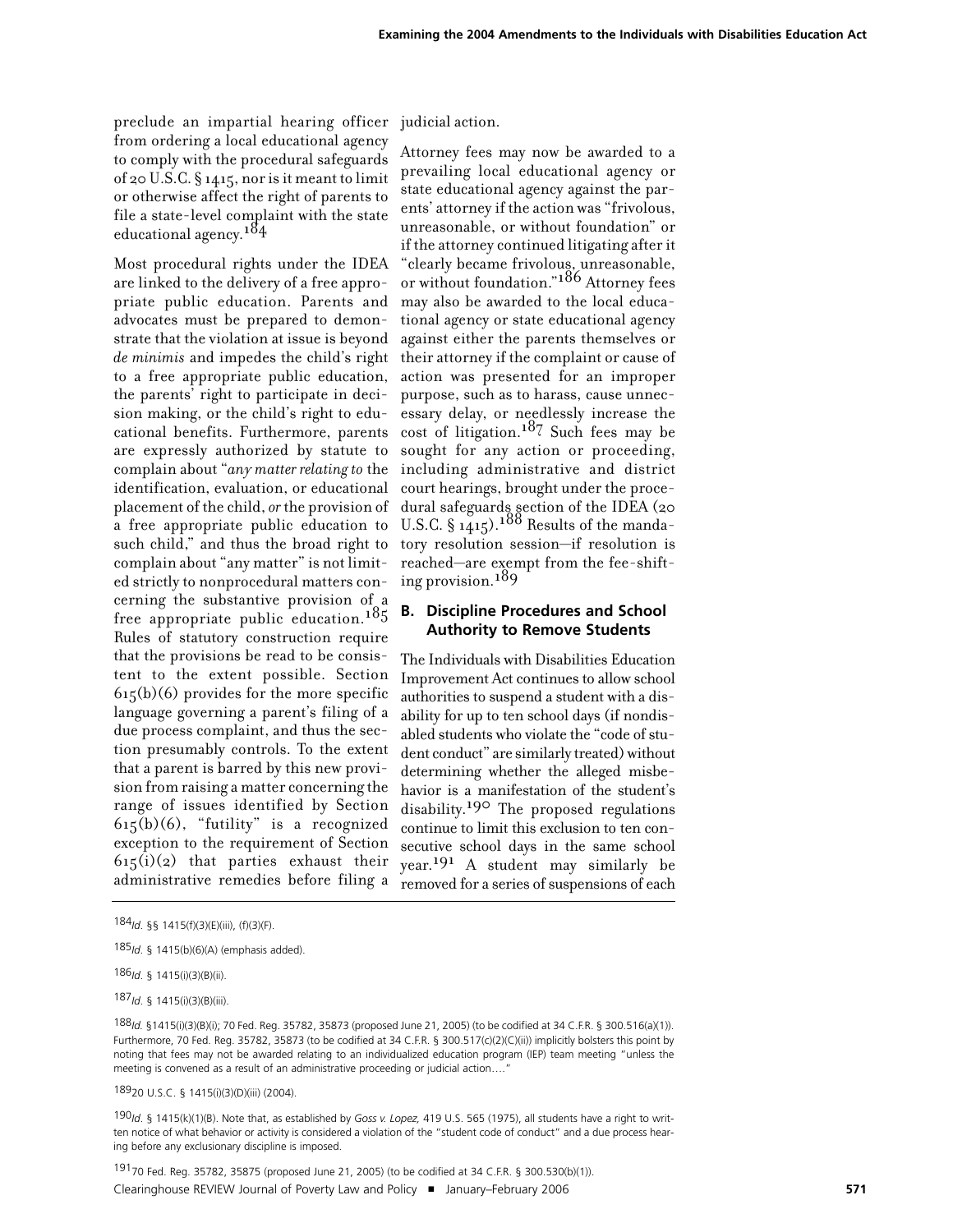preclude an impartial hearing officer from ordering a local educational agency to comply with the procedural safeguards of 20 U.S.C. § 1415, nor is it meant to limit or otherwise affect the right of parents to file a state-level complaint with the state educational agency.[184]

Most procedural rights under the IDEA are linked to the delivery of a free appropriate public education. Parents and advocates must be prepared to demonstrate that the violation at issue is beyond *de minimis* and impedes the child's right to a free appropriate public education, the parents' right to participate in decision making, or the child's right to educational benefits. Furthermore, parents are expressly authorized by statute to complain about "*any matter relating to* the identification, evaluation, or educational placement of the child, *or* the provision of a free appropriate public education to such child," and thus the broad right to complain about "any matter" is not limited strictly to nonprocedural matters concerning the substantive provision of a free appropriate public education.[185] Rules of statutory construction require that the provisions be read to be consistent to the extent possible. Section 615(b)(6) provides for the more specific language governing a parent's filing of a due process complaint, and thus the section presumably controls. To the extent that a parent is barred by this new provision from raising a matter concerning the range of issues identified by Section 615(b)(6), "futility" is a recognized exception to the requirement of Section 615(i)(2) that parties exhaust their administrative remedies before filing a judicial action.

Attorney fees may now be awarded to a prevailing local educational agency or state educational agency against the parents' attorney if the action was "frivolous, unreasonable, or without foundation" or if the attorney continued litigating after it "clearly became frivolous, unreasonable, or without foundation."[186] Attorney fees may also be awarded to the local educational agency or state educational agency against either the parents themselves or their attorney if the complaint or cause of action was presented for an improper purpose, such as to harass, cause unnecessary delay, or needlessly increase the cost of litigation.[187] Such fees may be sought for any action or proceeding, including administrative and district court hearings, brought under the procedural safeguards section of the IDEA (20 U.S.C. § 1415).[188] Results of the mandatory resolution session—if resolution is reached—are exempt from the fee-shifting provision.[189]

## B. Discipline Procedures and School Authority to Remove Students

The Individuals with Disabilities Education Improvement Act continues to allow school authorities to suspend a student with a disability for up to ten school days (if nondisabled students who violate the "code of student conduct" are similarly treated) without determining whether the alleged misbehavior is a manifestation of the student's disability.[190] The proposed regulations continue to limit this exclusion to ten consecutive school days in the same school year.[191] A student may similarly be removed for a series of suspensions of each

---

[184] *Id.* §§ 1415(f)(3)(E)(iii), (f)(3)(F).

[185] *Id.* § 1415(b)(6)(A) (emphasis added).

[186] *Id.* § 1415(i)(3)(B)(ii).

[187] *Id.* § 1415(i)(3)(B)(iii).

[188] *Id.* §1415(i)(3)(B)(i); 70 Fed. Reg. 35782, 35873 (proposed June 21, 2005) (to be codified at 34 C.F.R. § 300.516(a)(1)). Furthermore, 70 Fed. Reg. 35782, 35873 (to be codified at 34 C.F.R. § 300.517(c)(2)(C)(ii)) implicitly bolsters this point by noting that fees may not be awarded relating to an individualized education program (IEP) team meeting "unless the meeting is convened as a result of an administrative proceeding or judicial action…."

[189] 20 U.S.C. § 1415(i)(3)(D)(iii) (2004).

[190] *Id.* § 1415(k)(1)(B). Note that, as established by *Goss v. Lopez,* 419 U.S. 565 (1975), all students have a right to written notice of what behavior or activity is considered a violation of the "student code of conduct" and a due process hearing before any exclusionary discipline is imposed.

[191] 70 Fed. Reg. 35782, 35875 (proposed June 21, 2005) (to be codified at 34 C.F.R. § 300.530(b)(1)).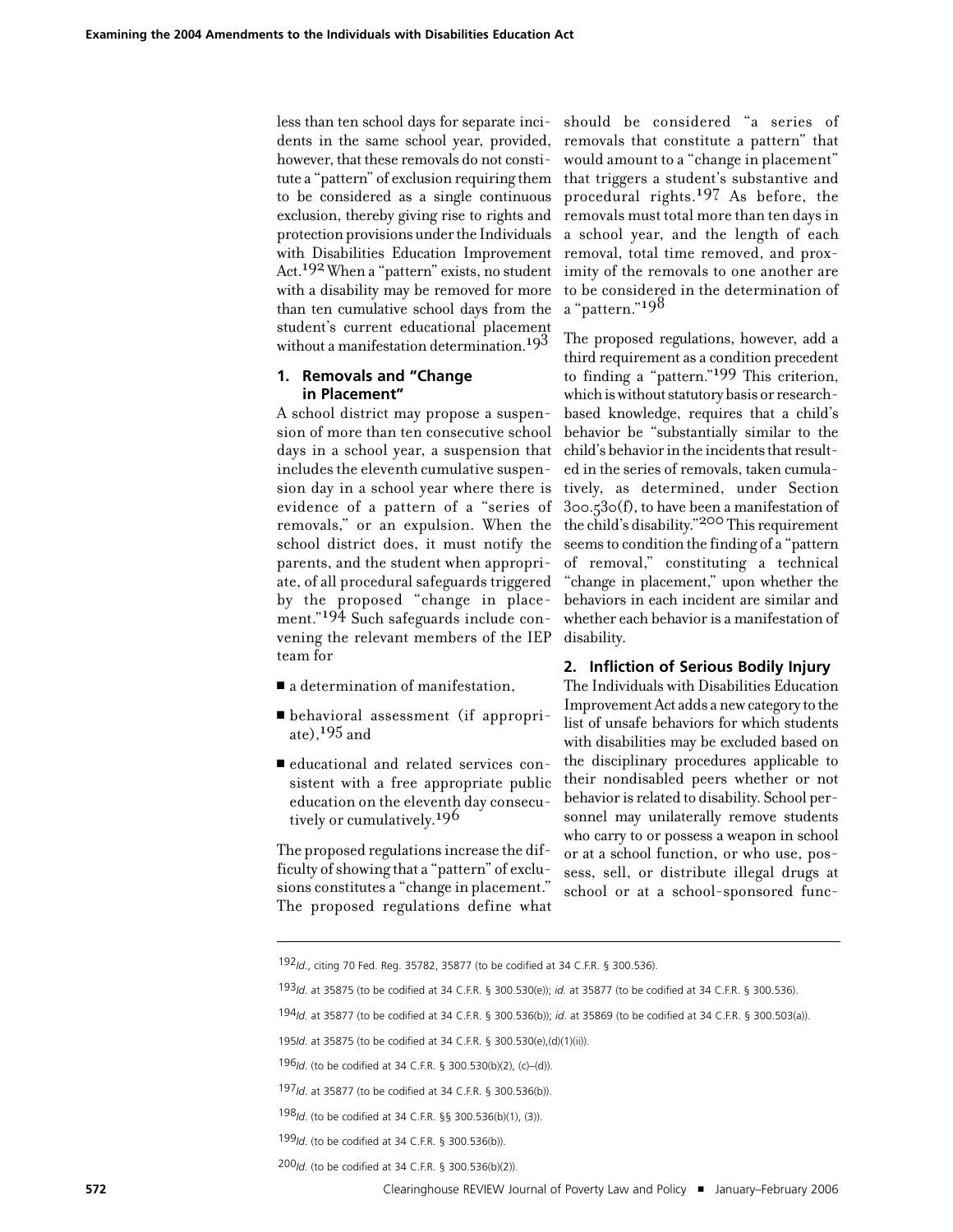less than ten school days for separate incidents in the same school year, provided, however, that these removals do not constitute a "pattern" of exclusion requiring them to be considered as a single continuous exclusion, thereby giving rise to rights and protection provisions under the Individuals with Disabilities Education Improvement Act.[192] When a "pattern" exists, no student with a disability may be removed for more than ten cumulative school days from the student's current educational placement without a manifestation determination.[193]

### 1. Removals and "Change in Placement"

A school district may propose a suspension of more than ten consecutive school days in a school year, a suspension that includes the eleventh cumulative suspension day in a school year where there is evidence of a pattern of a "series of removals," or an expulsion. When the school district does, it must notify the parents, and the student when appropriate, of all procedural safeguards triggered by the proposed "change in placement."[194] Such safeguards include convening the relevant members of the IEP team for

- a determination of manifestation,
- behavioral assessment (if appropriate),[195] and
- educational and related services consistent with a free appropriate public education on the eleventh day consecutively or cumulatively.[196]

The proposed regulations increase the difficulty of showing that a "pattern" of exclusions constitutes a "change in placement." The proposed regulations define what should be considered "a series of removals that constitute a pattern" that would amount to a "change in placement" that triggers a student's substantive and procedural rights.[197] As before, the removals must total more than ten days in a school year, and the length of each removal, total time removed, and proximity of the removals to one another are to be considered in the determination of a "pattern."[198]

The proposed regulations, however, add a third requirement as a condition precedent to finding a "pattern."[199] This criterion, which is without statutory basis or research-based knowledge, requires that a child's behavior be "substantially similar to the child's behavior in the incidents that resulted in the series of removals, taken cumulatively, as determined, under Section 300.530(f), to have been a manifestation of the child's disability."[200] This requirement seems to condition the finding of a "pattern of removal," constituting a technical "change in placement," upon whether the behaviors in each incident are similar and whether each behavior is a manifestation of disability.

### 2. Infliction of Serious Bodily Injury

The Individuals with Disabilities Education Improvement Act adds a new category to the list of unsafe behaviors for which students with disabilities may be excluded based on the disciplinary procedures applicable to their nondisabled peers whether or not behavior is related to disability. School personnel may unilaterally remove students who carry to or possess a weapon in school or at a school function, or who use, possess, sell, or distribute illegal drugs at school or at a school-sponsored func-

---

[192] *Id.*, citing 70 Fed. Reg. 35782, 35877 (to be codified at 34 C.F.R. § 300.536).

[193] *Id.* at 35875 (to be codified at 34 C.F.R. § 300.530(e)); *id.* at 35877 (to be codified at 34 C.F.R. § 300.536).

[194] *Id.* at 35877 (to be codified at 34 C.F.R. § 300.536(b)); *id.* at 35869 (to be codified at 34 C.F.R. § 300.503(a)).

[195] *Id.* at 35875 (to be codified at 34 C.F.R. § 300.530(e),(d)(1)(ii)).

[196] *Id.* (to be codified at 34 C.F.R. § 300.530(b)(2), (c)–(d)).

[197] *Id.* at 35877 (to be codified at 34 C.F.R. § 300.536(b)).

[198] *Id.* (to be codified at 34 C.F.R. §§ 300.536(b)(1), (3)).

[199] *Id.* (to be codified at 34 C.F.R. § 300.536(b)).

[200] *Id.* (to be codified at 34 C.F.R. § 300.536(b)(2)).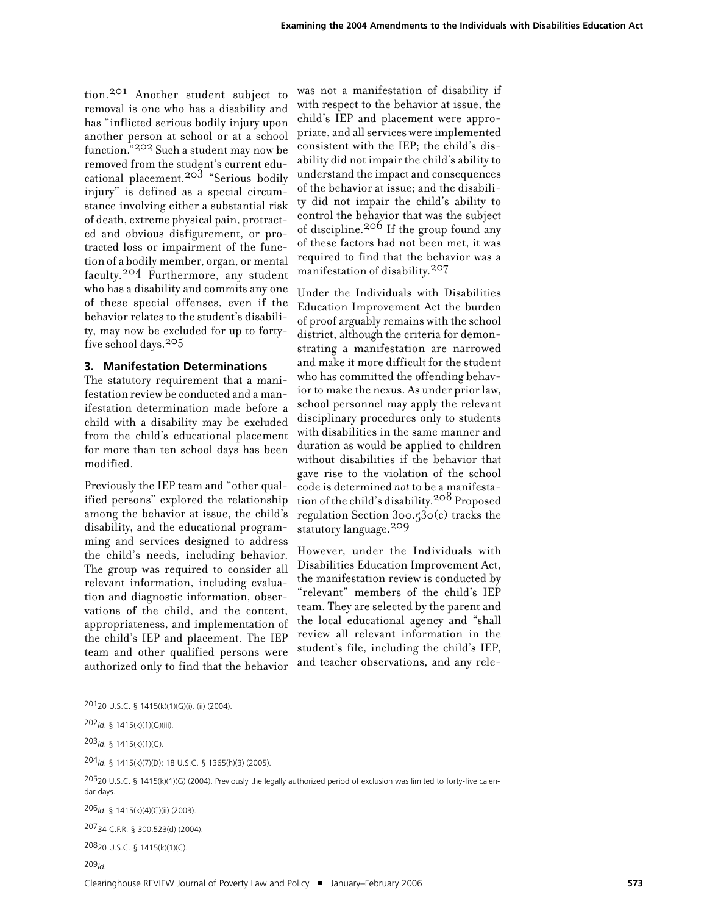tion.[201] Another student subject to removal is one who has a disability and has "inflicted serious bodily injury upon another person at school or at a school function."[202] Such a student may now be removed from the student's current educational placement.[203] "Serious bodily injury" is defined as a special circumstance involving either a substantial risk of death, extreme physical pain, protracted and obvious disfigurement, or protracted loss or impairment of the function of a bodily member, organ, or mental faculty.[204] Furthermore, any student who has a disability and commits any one of these special offenses, even if the behavior relates to the student's disability, may now be excluded for up to forty-five school days.[205]

### 3. Manifestation Determinations

The statutory requirement that a manifestation review be conducted and a manifestation determination made before a child with a disability may be excluded from the child's educational placement for more than ten school days has been modified.

Previously the IEP team and "other qualified persons" explored the relationship among the behavior at issue, the child's disability, and the educational programming and services designed to address the child's needs, including behavior. The group was required to consider all relevant information, including evaluation and diagnostic information, observations of the child, and the content, appropriateness, and implementation of the child's IEP and placement. The IEP team and other qualified persons were authorized only to find that the behavior was not a manifestation of disability if with respect to the behavior at issue, the child's IEP and placement were appropriate, and all services were implemented consistent with the IEP; the child's disability did not impair the child's ability to understand the impact and consequences of the behavior at issue; and the disability did not impair the child's ability to control the behavior that was the subject of discipline.[206] If the group found any of these factors had not been met, it was required to find that the behavior was a manifestation of disability.[207]

Under the Individuals with Disabilities Education Improvement Act the burden of proof arguably remains with the school district, although the criteria for demonstrating a manifestation are narrowed and make it more difficult for the student who has committed the offending behavior to make the nexus. As under prior law, school personnel may apply the relevant disciplinary procedures only to students with disabilities in the same manner and duration as would be applied to children without disabilities if the behavior that gave rise to the violation of the school code is determined *not* to be a manifestation of the child's disability.[208] Proposed regulation Section 300.530(c) tracks the statutory language.[209]

However, under the Individuals with Disabilities Education Improvement Act, the manifestation review is conducted by "relevant" members of the child's IEP team. They are selected by the parent and the local educational agency and "shall review all relevant information in the student's file, including the child's IEP, and teacher observations, and any rele-

---

[201] 20 U.S.C. § 1415(k)(1)(G)(i), (ii) (2004).

[202] *Id.* § 1415(k)(1)(G)(iii).

[203] *Id.* § 1415(k)(1)(G).

[204] *Id.* § 1415(k)(7)(D); 18 U.S.C. § 1365(h)(3) (2005).

[205] 20 U.S.C. § 1415(k)(1)(G) (2004). Previously the legally authorized period of exclusion was limited to forty-five calendar days.

[206] *Id.* § 1415(k)(4)(C)(ii) (2003).

[207] 34 C.F.R. § 300.523(d) (2004).

[208] 20 U.S.C. § 1415(k)(1)(C).

[209] *Id.*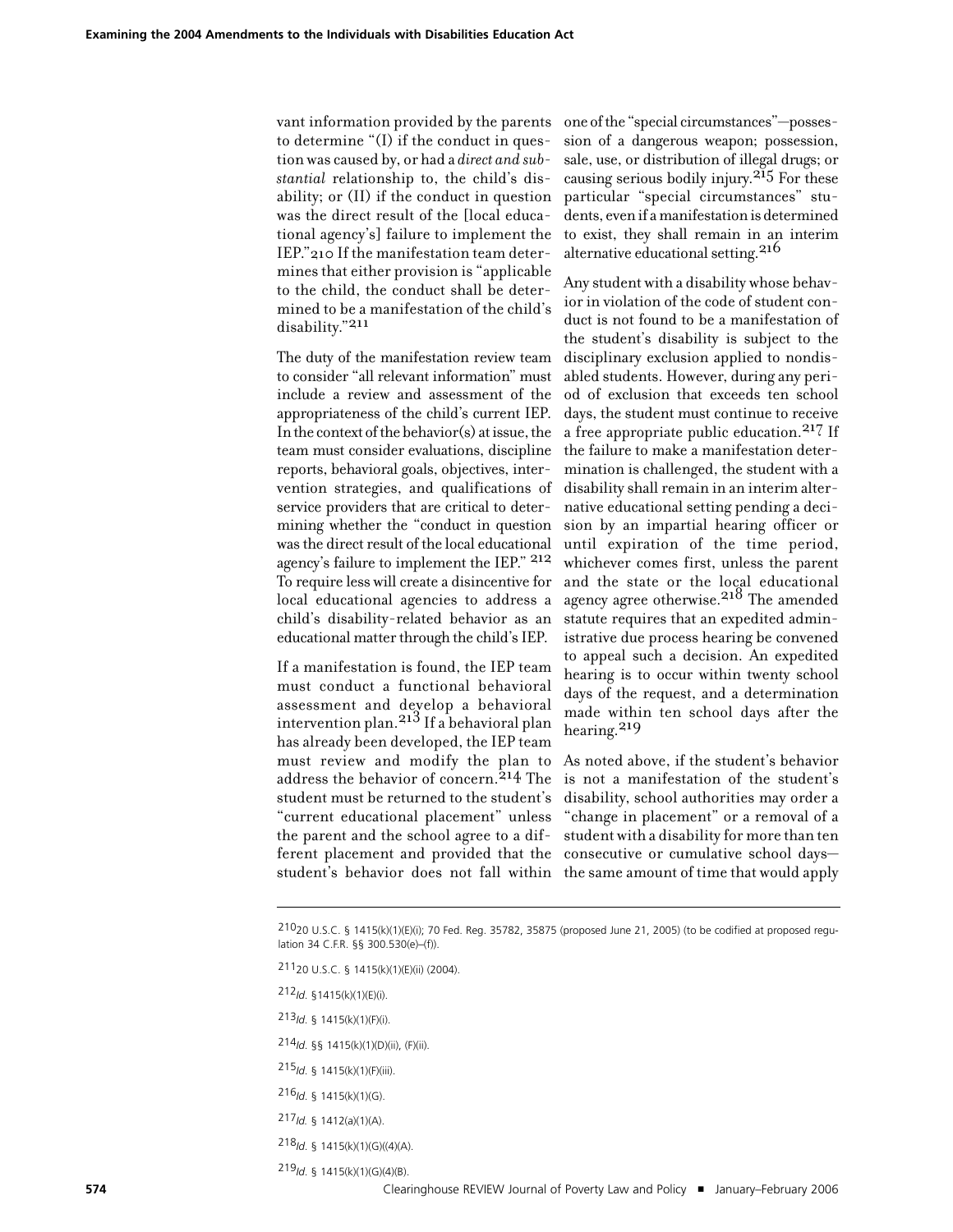vant information provided by the parents to determine "(I) if the conduct in question was caused by, or had a *direct and substantial* relationship to, the child's disability; or (II) if the conduct in question was the direct result of the [local educational agency's] failure to implement the IEP."[210] If the manifestation team determines that either provision is "applicable to the child, the conduct shall be determined to be a manifestation of the child's disability."[211]

The duty of the manifestation review team to consider "all relevant information" must include a review and assessment of the appropriateness of the child's current IEP. In the context of the behavior(s) at issue, the team must consider evaluations, discipline reports, behavioral goals, objectives, intervention strategies, and qualifications of service providers that are critical to determining whether the "conduct in question was the direct result of the local educational agency's failure to implement the IEP."[212] To require less will create a disincentive for local educational agencies to address a child's disability-related behavior as an educational matter through the child's IEP.

If a manifestation is found, the IEP team must conduct a functional behavioral assessment and develop a behavioral intervention plan.[213] If a behavioral plan has already been developed, the IEP team must review and modify the plan to address the behavior of concern.[214] The student must be returned to the student's "current educational placement" unless the parent and the school agree to a different placement and provided that the student's behavior does not fall within one of the "special circumstances"—possession of a dangerous weapon; possession, sale, use, or distribution of illegal drugs; or causing serious bodily injury.[215] For these particular "special circumstances" students, even if a manifestation is determined to exist, they shall remain in an interim alternative educational setting.[216]

Any student with a disability whose behavior in violation of the code of student conduct is not found to be a manifestation of the student's disability is subject to the disciplinary exclusion applied to nondisabled students. However, during any period of exclusion that exceeds ten school days, the student must continue to receive a free appropriate public education.[217] If the failure to make a manifestation determination is challenged, the student with a disability shall remain in an interim alternative educational setting pending a decision by an impartial hearing officer or until expiration of the time period, whichever comes first, unless the parent and the state or the local educational agency agree otherwise.[218] The amended statute requires that an expedited administrative due process hearing be convened to appeal such a decision. An expedited hearing is to occur within twenty school days of the request, and a determination made within ten school days after the hearing.[219]

As noted above, if the student's behavior is not a manifestation of the student's disability, school authorities may order a "change in placement" or a removal of a student with a disability for more than ten consecutive or cumulative school days—the same amount of time that would apply

---

[210] 20 U.S.C. § 1415(k)(1)(E)(i); 70 Fed. Reg. 35782, 35875 (proposed June 21, 2005) (to be codified at proposed regulation 34 C.F.R. §§ 300.530(e)–(f)).

[211] 20 U.S.C. § 1415(k)(1)(E)(ii) (2004).

[212] *Id.* §1415(k)(1)(E)(i).

[213] *Id.* § 1415(k)(1)(F)(i).

[214] *Id.* §§ 1415(k)(1)(D)(ii), (F)(ii).

[215] *Id.* § 1415(k)(1)(F)(iii).

[216] *Id.* § 1415(k)(1)(G).

[217] *Id.* § 1412(a)(1)(A).

[218] *Id.* § 1415(k)(1)(G)((4)(A).

[219] *Id.* § 1415(k)(1)(G)(4)(B).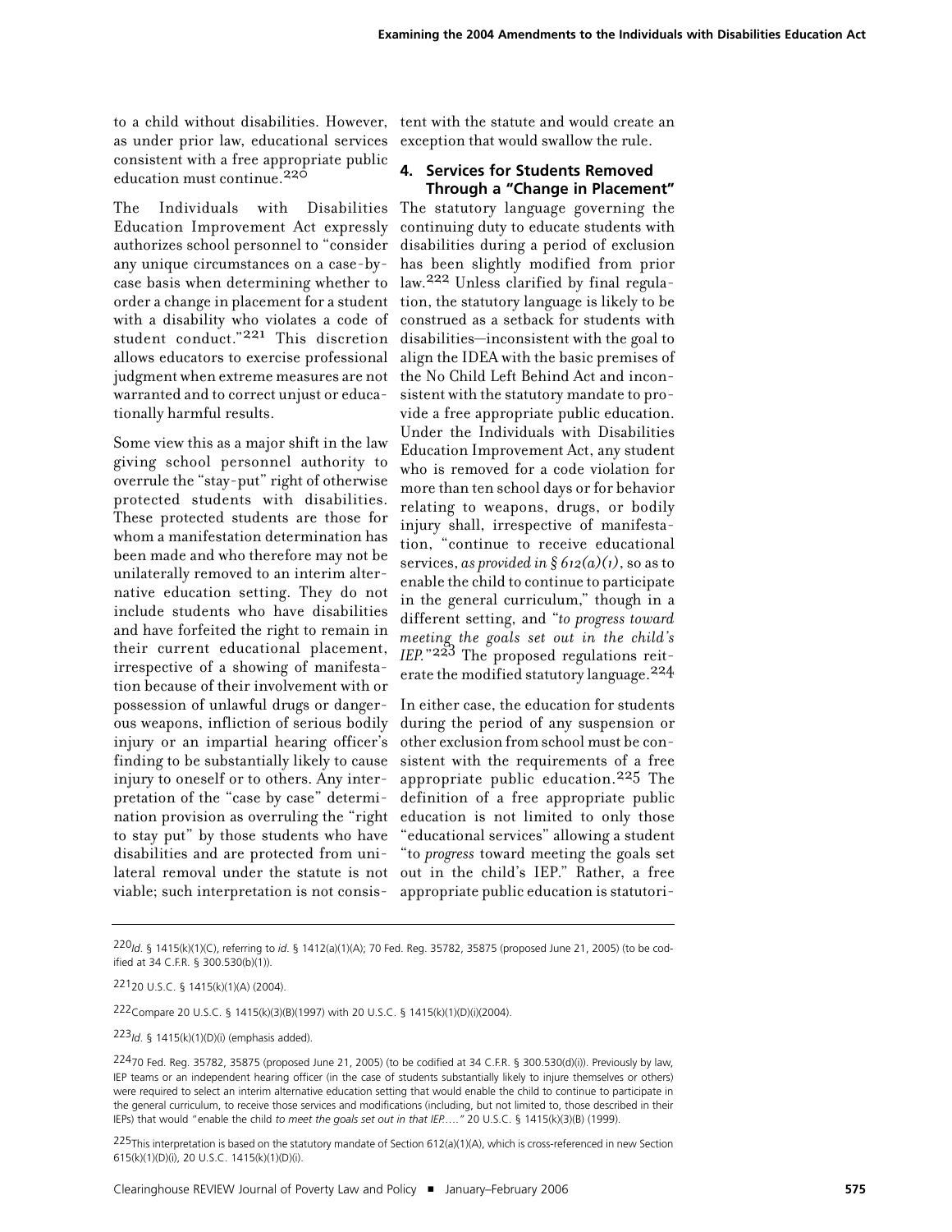to a child without disabilities. However, as under prior law, educational services consistent with a free appropriate public education must continue.[220]

The Individuals with Disabilities Education Improvement Act expressly authorizes school personnel to "consider any unique circumstances on a case-by-case basis when determining whether to order a change in placement for a student with a disability who violates a code of student conduct."[221] This discretion allows educators to exercise professional judgment when extreme measures are not warranted and to correct unjust or educationally harmful results.

Some view this as a major shift in the law giving school personnel authority to overrule the "stay-put" right of otherwise protected students with disabilities. These protected students are those for whom a manifestation determination has been made and who therefore may not be unilaterally removed to an interim alternative education setting. They do not include students who have disabilities and have forfeited the right to remain in their current educational placement, irrespective of a showing of manifestation because of their involvement with or possession of unlawful drugs or dangerous weapons, infliction of serious bodily injury or an impartial hearing officer's finding to be substantially likely to cause injury to oneself or to others. Any interpretation of the "case by case" determination provision as overruling the "right to stay put" by those students who have disabilities and are protected from unilateral removal under the statute is not viable; such interpretation is not consistent with the statute and would create an exception that would swallow the rule.

### 4. Services for Students Removed Through a "Change in Placement"

The statutory language governing the continuing duty to educate students with disabilities during a period of exclusion has been slightly modified from prior law.[222] Unless clarified by final regulation, the statutory language is likely to be construed as a setback for students with disabilities—inconsistent with the goal to align the IDEA with the basic premises of the No Child Left Behind Act and inconsistent with the statutory mandate to provide a free appropriate public education. Under the Individuals with Disabilities Education Improvement Act, any student who is removed for a code violation for more than ten school days or for behavior relating to weapons, drugs, or bodily injury shall, irrespective of manifestation, "continue to receive educational services, *as provided in § 612(a)(1)*, so as to enable the child to continue to participate in the general curriculum," though in a different setting, and "*to progress toward meeting the goals set out in the child's IEP.*"[223] The proposed regulations reiterate the modified statutory language.[224]

In either case, the education for students during the period of any suspension or other exclusion from school must be consistent with the requirements of a free appropriate public education.[225] The definition of a free appropriate public education is not limited to only those "educational services" allowing a student "to *progress* toward meeting the goals set out in the child's IEP." Rather, a free appropriate public education is statutori-

---

[220] *Id.* § 1415(k)(1)(C), referring to *id.* § 1412(a)(1)(A); 70 Fed. Reg. 35782, 35875 (proposed June 21, 2005) (to be codified at 34 C.F.R. § 300.530(b)(1)).

[221] 20 U.S.C. § 1415(k)(1)(A) (2004).

[222] Compare 20 U.S.C. § 1415(k)(3)(B)(1997) with 20 U.S.C. § 1415(k)(1)(D)(i)(2004).

[223] *Id.* § 1415(k)(1)(D)(i) (emphasis added).

[224] 70 Fed. Reg. 35782, 35875 (proposed June 21, 2005) (to be codified at 34 C.F.R. § 300.530(d)(i)). Previously by law, IEP teams or an independent hearing officer (in the case of students substantially likely to injure themselves or others) were required to select an interim alternative education setting that would enable the child to continue to participate in the general curriculum, to receive those services and modifications (including, but not limited to, those described in their IEPs) that would "enable the child *to meet the goals set out in that IEP....*" 20 U.S.C. § 1415(k)(3)(B) (1999).

[225] This interpretation is based on the statutory mandate of Section 612(a)(1)(A), which is cross-referenced in new Section 615(k)(1)(D)(i), 20 U.S.C. 1415(k)(1)(D)(i).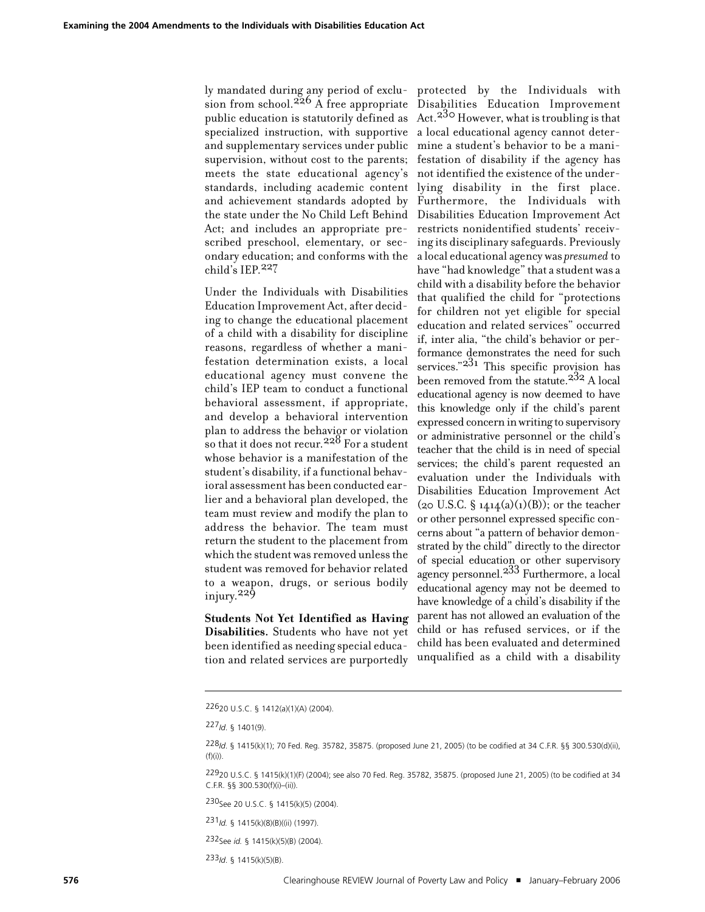ly mandated during any period of exclusion from school.[226] A free appropriate public education is statutorily defined as specialized instruction, with supportive and supplementary services under public supervision, without cost to the parents; meets the state educational agency's standards, including academic content and achievement standards adopted by the state under the No Child Left Behind Act; and includes an appropriate prescribed preschool, elementary, or secondary education; and conforms with the child's IEP.[227]

Under the Individuals with Disabilities Education Improvement Act, after deciding to change the educational placement of a child with a disability for discipline reasons, regardless of whether a manifestation determination exists, a local educational agency must convene the child's IEP team to conduct a functional behavioral assessment, if appropriate, and develop a behavioral intervention plan to address the behavior or violation so that it does not recur.[228] For a student whose behavior is a manifestation of the student's disability, if a functional behavioral assessment has been conducted earlier and a behavioral plan developed, the team must review and modify the plan to address the behavior. The team must return the student to the placement from which the student was removed unless the student was removed for behavior related to a weapon, drugs, or serious bodily injury.[229]

**Students Not Yet Identified as Having Disabilities.** Students who have not yet been identified as needing special education and related services are purportedly protected by the Individuals with Disabilities Education Improvement Act.[230] However, what is troubling is that a local educational agency cannot determine a student's behavior to be a manifestation of disability if the agency has not identified the existence of the underlying disability in the first place. Furthermore, the Individuals with Disabilities Education Improvement Act restricts nonidentified students' receiving its disciplinary safeguards. Previously a local educational agency was *presumed* to have "had knowledge" that a student was a child with a disability before the behavior that qualified the child for "protections for children not yet eligible for special education and related services" occurred if, inter alia, "the child's behavior or performance demonstrates the need for such services."[231] This specific provision has been removed from the statute.[232] A local educational agency is now deemed to have this knowledge only if the child's parent expressed concern in writing to supervisory or administrative personnel or the child's teacher that the child is in need of special services; the child's parent requested an evaluation under the Individuals with Disabilities Education Improvement Act (20 U.S.C. § 1414(a)(1)(B)); or the teacher or other personnel expressed specific concerns about "a pattern of behavior demonstrated by the child" directly to the director of special education or other supervisory agency personnel.[233] Furthermore, a local educational agency may not be deemed to have knowledge of a child's disability if the parent has not allowed an evaluation of the child or has refused services, or if the child has been evaluated and determined unqualified as a child with a disability

---

[226] 20 U.S.C. § 1412(a)(1)(A) (2004).

[227] *Id.* § 1401(9).

[228] *Id.* § 1415(k)(1); 70 Fed. Reg. 35782, 35875. (proposed June 21, 2005) (to be codified at 34 C.F.R. §§ 300.530(d)(ii), (f)(i)).

[229] 20 U.S.C. § 1415(k)(1)(F) (2004); see also 70 Fed. Reg. 35782, 35875. (proposed June 21, 2005) (to be codified at 34 C.F.R. §§ 300.530(f)(i)–(ii)).

[230] See 20 U.S.C. § 1415(k)(5) (2004).

[231] *Id.* § 1415(k)(8)(B)((ii) (1997).

[232] See *id.* § 1415(k)(5)(B) (2004).

[233] *Id.* § 1415(k)(5)(B).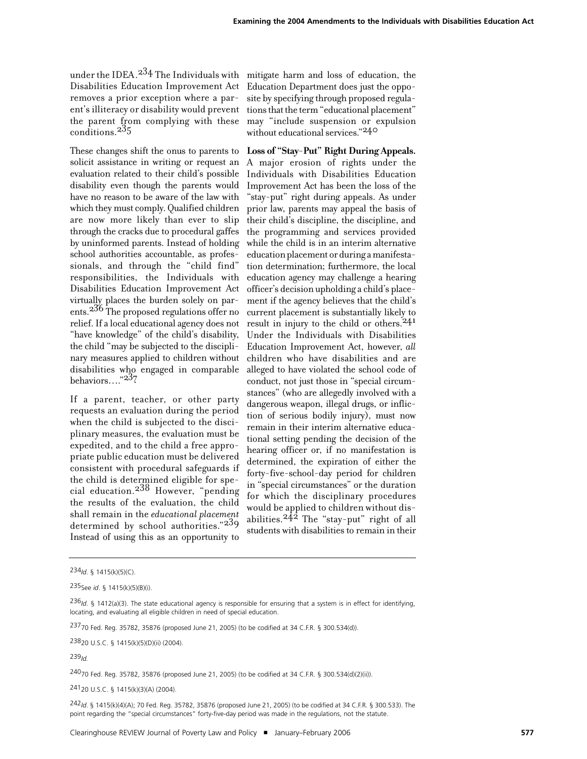under the IDEA.[234] The Individuals with Disabilities Education Improvement Act removes a prior exception where a parent's illiteracy or disability would prevent the parent from complying with these conditions.[235]

These changes shift the onus to parents to solicit assistance in writing or request an evaluation related to their child's possible disability even though the parents would have no reason to be aware of the law with which they must comply. Qualified children are now more likely than ever to slip through the cracks due to procedural gaffes by uninformed parents. Instead of holding school authorities accountable, as professionals, and through the "child find" responsibilities, the Individuals with Disabilities Education Improvement Act virtually places the burden solely on parents.[236] The proposed regulations offer no relief. If a local educational agency does not "have knowledge" of the child's disability, the child "may be subjected to the disciplinary measures applied to children without disabilities who engaged in comparable behaviors…."[237]

If a parent, teacher, or other party requests an evaluation during the period when the child is subjected to the disciplinary measures, the evaluation must be expedited, and to the child a free appropriate public education must be delivered consistent with procedural safeguards if the child is determined eligible for special education.[238] However, "pending the results of the evaluation, the child shall remain in the *educational placement* determined by school authorities."[239] Instead of using this as an opportunity to mitigate harm and loss of education, the Education Department does just the opposite by specifying through proposed regulations that the term "educational placement" may "include suspension or expulsion without educational services."[240]

**Loss of "Stay-Put" Right During Appeals.** A major erosion of rights under the Individuals with Disabilities Education Improvement Act has been the loss of the "stay-put" right during appeals. As under prior law, parents may appeal the basis of their child's discipline, the discipline, and the programming and services provided while the child is in an interim alternative education placement or during a manifestation determination; furthermore, the local education agency may challenge a hearing officer's decision upholding a child's placement if the agency believes that the child's current placement is substantially likely to result in injury to the child or others.[241] Under the Individuals with Disabilities Education Improvement Act, however, *all* children who have disabilities and are alleged to have violated the school code of conduct, not just those in "special circumstances" (who are allegedly involved with a dangerous weapon, illegal drugs, or infliction of serious bodily injury), must now remain in their interim alternative educational setting pending the decision of the hearing officer or, if no manifestation is determined, the expiration of either the forty-five-school-day period for children in "special circumstances" or the duration for which the disciplinary procedures would be applied to children without disabilities.[242] The "stay-put" right of all students with disabilities to remain in their

---

[234] *Id.* § 1415(k)(5)(C).

[235] See *id.* § 1415(k)(5)(B)(i).

[236] *Id.* § 1412(a)(3). The state educational agency is responsible for ensuring that a system is in effect for identifying, locating, and evaluating all eligible children in need of special education.

[237] 70 Fed. Reg. 35782, 35876 (proposed June 21, 2005) (to be codified at 34 C.F.R. § 300.534(d)).

[238] 20 U.S.C. § 1415(k)(5)(D)(ii) (2004).

[239] *Id.*

[240] 70 Fed. Reg. 35782, 35876 (proposed June 21, 2005) (to be codified at 34 C.F.R. § 300.534(d)(2)(ii)).

[241] 20 U.S.C. § 1415(k)(3)(A) (2004).

[242] *Id.* § 1415(k)(4)(A); 70 Fed. Reg. 35782, 35876 (proposed June 21, 2005) (to be codified at 34 C.F.R. § 300.533). The point regarding the "special circumstances" forty-five-day period was made in the regulations, not the statute.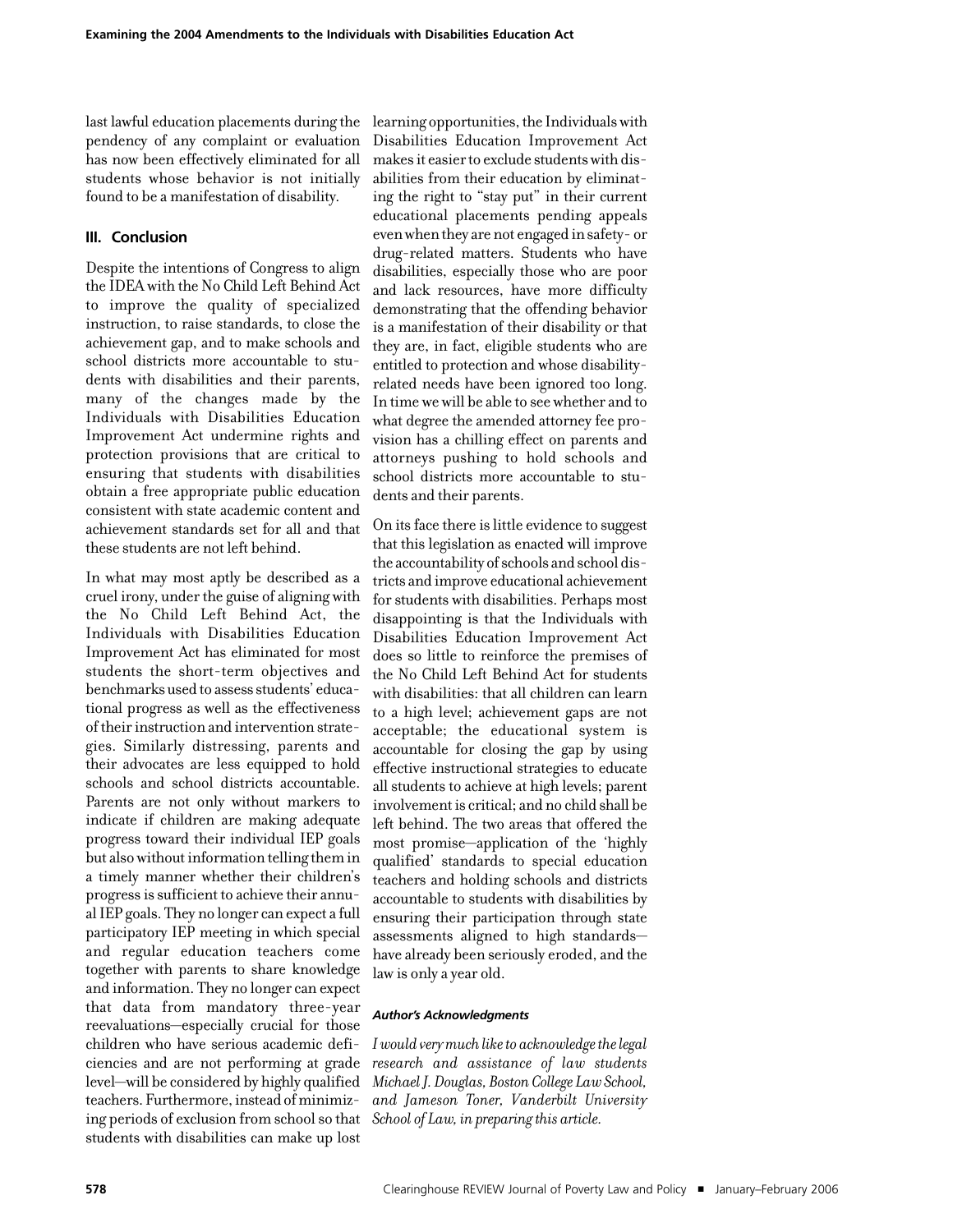last lawful education placements during the pendency of any complaint or evaluation has now been effectively eliminated for all students whose behavior is not initially found to be a manifestation of disability.

## III. Conclusion

Despite the intentions of Congress to align the IDEA with the No Child Left Behind Act to improve the quality of specialized instruction, to raise standards, to close the achievement gap, and to make schools and school districts more accountable to students with disabilities and their parents, many of the changes made by the Individuals with Disabilities Education Improvement Act undermine rights and protection provisions that are critical to ensuring that students with disabilities obtain a free appropriate public education consistent with state academic content and achievement standards set for all and that these students are not left behind.

In what may most aptly be described as a cruel irony, under the guise of aligning with the No Child Left Behind Act, the Individuals with Disabilities Education Improvement Act has eliminated for most students the short-term objectives and benchmarks used to assess students' educational progress as well as the effectiveness of their instruction and intervention strategies. Similarly distressing, parents and their advocates are less equipped to hold schools and school districts accountable. Parents are not only without markers to indicate if children are making adequate progress toward their individual IEP goals but also without information telling them in a timely manner whether their children's progress is sufficient to achieve their annual IEP goals. They no longer can expect a full participatory IEP meeting in which special and regular education teachers come together with parents to share knowledge and information. They no longer can expect that data from mandatory three-year reevaluations—especially crucial for those children who have serious academic deficiencies and are not performing at grade level—will be considered by highly qualified teachers. Furthermore, instead of minimizing periods of exclusion from school so that students with disabilities can make up lost learning opportunities, the Individuals with Disabilities Education Improvement Act makes it easier to exclude students with disabilities from their education by eliminating the right to "stay put" in their current educational placements pending appeals even when they are not engaged in safety- or drug-related matters. Students who have disabilities, especially those who are poor and lack resources, have more difficulty demonstrating that the offending behavior is a manifestation of their disability or that they are, in fact, eligible students who are entitled to protection and whose disability-related needs have been ignored too long. In time we will be able to see whether and to what degree the amended attorney fee provision has a chilling effect on parents and attorneys pushing to hold schools and school districts more accountable to students and their parents.

On its face there is little evidence to suggest that this legislation as enacted will improve the accountability of schools and school districts and improve educational achievement for students with disabilities. Perhaps most disappointing is that the Individuals with Disabilities Education Improvement Act does so little to reinforce the premises of the No Child Left Behind Act for students with disabilities: that all children can learn to a high level; achievement gaps are not acceptable; the educational system is accountable for closing the gap by using effective instructional strategies to educate all students to achieve at high levels; parent involvement is critical; and no child shall be left behind. The two areas that offered the most promise—application of the 'highly qualified' standards to special education teachers and holding schools and districts accountable to students with disabilities by ensuring their participation through state assessments aligned to high standards—have already been seriously eroded, and the law is only a year old.

#### *Author's Acknowledgments*

*I would very much like to acknowledge the legal research and assistance of law students Michael J. Douglas, Boston College Law School, and Jameson Toner, Vanderbilt University School of Law, in preparing this article.*